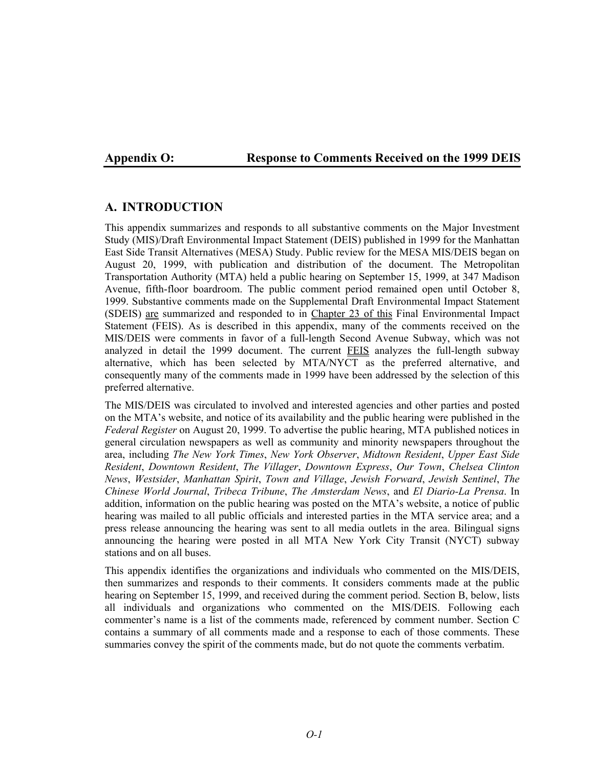# Appendix O: Response to Comments Received on the 1999 DEIS

## A. INTRODUCTION

This appendix summarizes and responds to all substantive comments on the Major Investment Study (MIS)/Draft Environmental Impact Statement (DEIS) published in 1999 for the Manhattan East Side Transit Alternatives (MESA) Study. Public review for the MESA MIS/DEIS began on August 20, 1999, with publication and distribution of the document. The Metropolitan Transportation Authority (MTA) held a public hearing on September 15, 1999, at 347 Madison Avenue, fifth-floor boardroom. The public comment period remained open until October 8, 1999. Substantive comments made on the Supplemental Draft Environmental Impact Statement (SDEIS) are summarized and responded to in Chapter 23 of this Final Environmental Impact Statement (FEIS). As is described in this appendix, many of the comments received on the MIS/DEIS were comments in favor of a full-length Second Avenue Subway, which was not analyzed in detail the 1999 document. The current FEIS analyzes the full-length subway alternative, which has been selected by MTA/NYCT as the preferred alternative, and consequently many of the comments made in 1999 have been addressed by the selection of this preferred alternative.

The MIS/DEIS was circulated to involved and interested agencies and other parties and posted on the MTA's website, and notice of its availability and the public hearing were published in the *Federal Register* on August 20, 1999. To advertise the public hearing, MTA published notices in general circulation newspapers as well as community and minority newspapers throughout the area, including *The New York Times*, *New York Observer*, *Midtown Resident*, *Upper East Side Resident*, *Downtown Resident*, *The Villager*, *Downtown Express*, *Our Town*, *Chelsea Clinton News*, *Westsider*, *Manhattan Spirit*, *Town and Village*, *Jewish Forward*, *Jewish Sentinel*, *The Chinese World Journal*, *Tribeca Tribune*, *The Amsterdam News*, and *El Diario-La Prensa*. In addition, information on the public hearing was posted on the MTA's website, a notice of public hearing was mailed to all public officials and interested parties in the MTA service area; and a press release announcing the hearing was sent to all media outlets in the area. Bilingual signs announcing the hearing were posted in all MTA New York City Transit (NYCT) subway stations and on all buses.

This appendix identifies the organizations and individuals who commented on the MIS/DEIS, then summarizes and responds to their comments. It considers comments made at the public hearing on September 15, 1999, and received during the comment period. Section B, below, lists all individuals and organizations who commented on the MIS/DEIS. Following each commenter's name is a list of the comments made, referenced by comment number. Section C contains a summary of all comments made and a response to each of those comments. These summaries convey the spirit of the comments made, but do not quote the comments verbatim.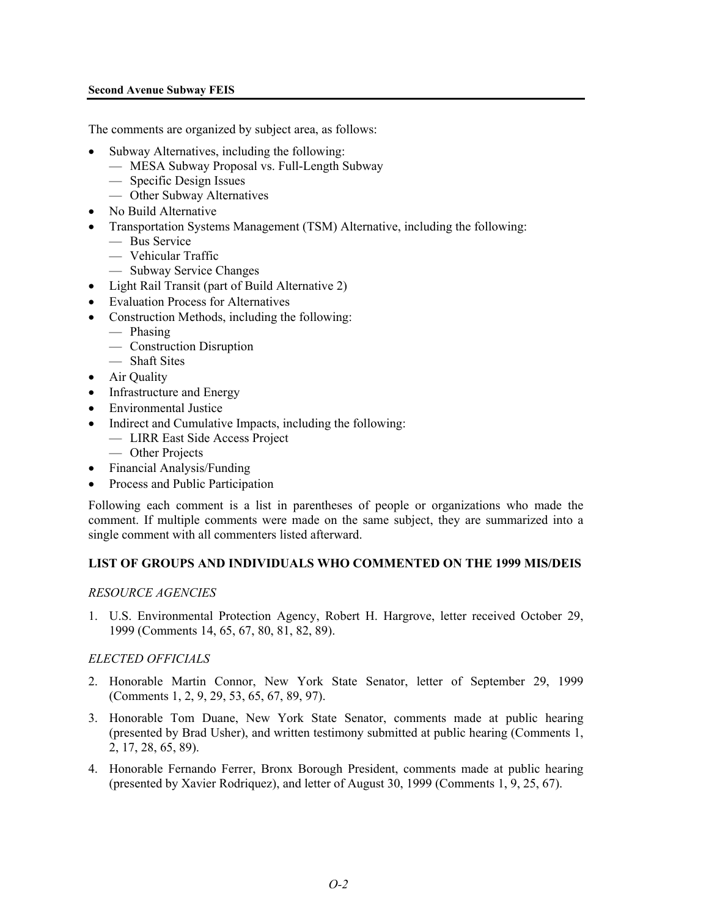The comments are organized by subject area, as follows:

- Subway Alternatives, including the following:
  - — MESA Subway Proposal vs. Full-Length Subway
  - — Specific Design Issues
  - — Other Subway Alternatives
- No Build Alternative
- Transportation Systems Management (TSM) Alternative, including the following:
  - — Bus Service
  - — Vehicular Traffic
  - — Subway Service Changes
- Light Rail Transit (part of Build Alternative 2)
- Evaluation Process for Alternatives
- Construction Methods, including the following:
  - — Phasing
  - — Construction Disruption
  - — Shaft Sites
- Air Quality
- Infrastructure and Energy
- Environmental Justice
- Indirect and Cumulative Impacts, including the following:
  - — LIRR East Side Access Project
  - — Other Projects
- Financial Analysis/Funding
- Process and Public Participation

Following each comment is a list in parentheses of people or organizations who made the comment. If multiple comments were made on the same subject, they are summarized into a single comment with all commenters listed afterward.

## LIST OF GROUPS AND INDIVIDUALS WHO COMMENTED ON THE 1999 MIS/DEIS

### *RESOURCE AGENCIES*

1. U.S. Environmental Protection Agency, Robert H. Hargrove, letter received October 29, 1999 (Comments 14, 65, 67, 80, 81, 82, 89).

### *ELECTED OFFICIALS*

2. Honorable Martin Connor, New York State Senator, letter of September 29, 1999 (Comments 1, 2, 9, 29, 53, 65, 67, 89, 97).
3. Honorable Tom Duane, New York State Senator, comments made at public hearing (presented by Brad Usher), and written testimony submitted at public hearing (Comments 1, 2, 17, 28, 65, 89).
4. Honorable Fernando Ferrer, Bronx Borough President, comments made at public hearing (presented by Xavier Rodriquez), and letter of August 30, 1999 (Comments 1, 9, 25, 67).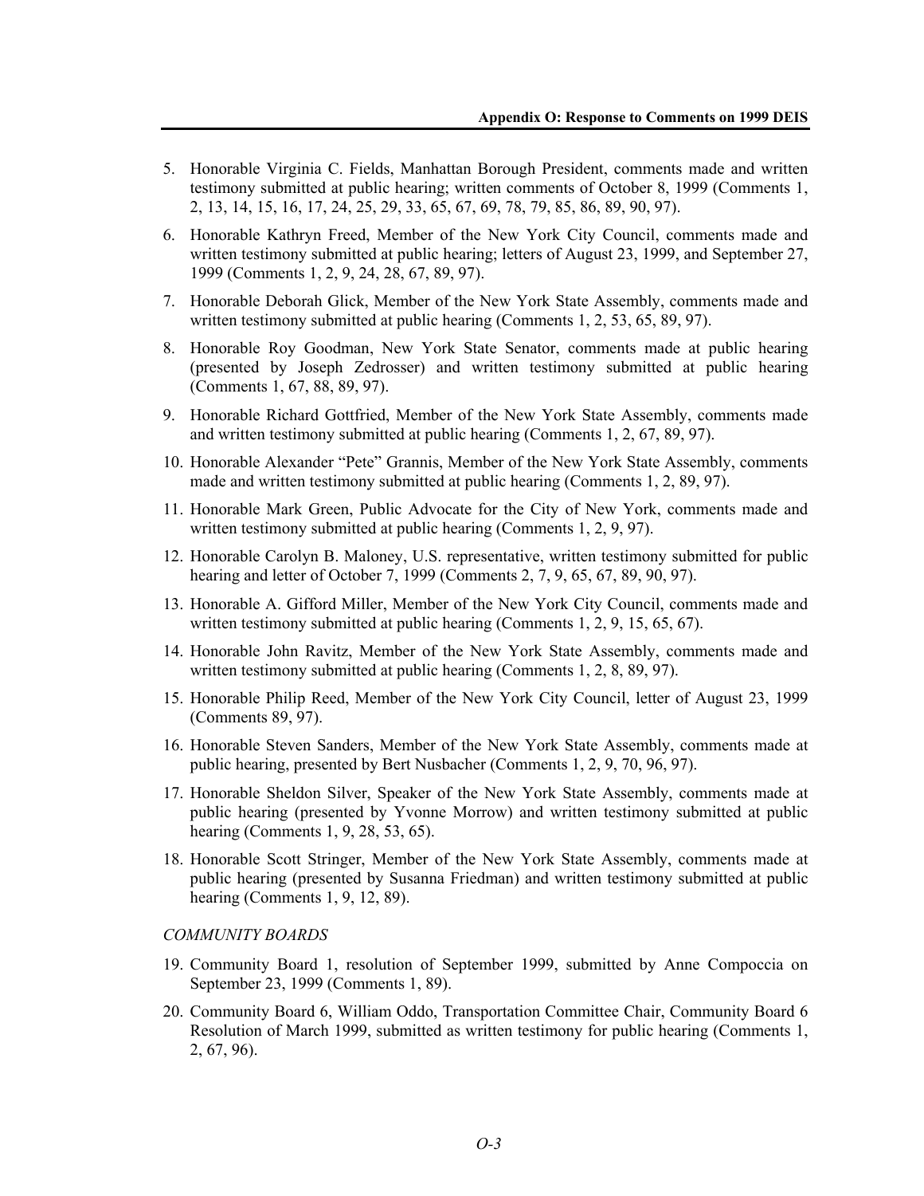5. Honorable Virginia C. Fields, Manhattan Borough President, comments made and written testimony submitted at public hearing; written comments of October 8, 1999 (Comments 1, 2, 13, 14, 15, 16, 17, 24, 25, 29, 33, 65, 67, 69, 78, 79, 85, 86, 89, 90, 97).

6. Honorable Kathryn Freed, Member of the New York City Council, comments made and written testimony submitted at public hearing; letters of August 23, 1999, and September 27, 1999 (Comments 1, 2, 9, 24, 28, 67, 89, 97).

7. Honorable Deborah Glick, Member of the New York State Assembly, comments made and written testimony submitted at public hearing (Comments 1, 2, 53, 65, 89, 97).

8. Honorable Roy Goodman, New York State Senator, comments made at public hearing (presented by Joseph Zedrosser) and written testimony submitted at public hearing (Comments 1, 67, 88, 89, 97).

9. Honorable Richard Gottfried, Member of the New York State Assembly, comments made and written testimony submitted at public hearing (Comments 1, 2, 67, 89, 97).

10. Honorable Alexander “Pete” Grannis, Member of the New York State Assembly, comments made and written testimony submitted at public hearing (Comments 1, 2, 89, 97).

11. Honorable Mark Green, Public Advocate for the City of New York, comments made and written testimony submitted at public hearing (Comments 1, 2, 9, 97).

12. Honorable Carolyn B. Maloney, U.S. representative, written testimony submitted for public hearing and letter of October 7, 1999 (Comments 2, 7, 9, 65, 67, 89, 90, 97).

13. Honorable A. Gifford Miller, Member of the New York City Council, comments made and written testimony submitted at public hearing (Comments 1, 2, 9, 15, 65, 67).

14. Honorable John Ravitz, Member of the New York State Assembly, comments made and written testimony submitted at public hearing (Comments 1, 2, 8, 89, 97).

15. Honorable Philip Reed, Member of the New York City Council, letter of August 23, 1999 (Comments 89, 97).

16. Honorable Steven Sanders, Member of the New York State Assembly, comments made at public hearing, presented by Bert Nusbacher (Comments 1, 2, 9, 70, 96, 97).

17. Honorable Sheldon Silver, Speaker of the New York State Assembly, comments made at public hearing (presented by Yvonne Morrow) and written testimony submitted at public hearing (Comments 1, 9, 28, 53, 65).

18. Honorable Scott Stringer, Member of the New York State Assembly, comments made at public hearing (presented by Susanna Friedman) and written testimony submitted at public hearing (Comments 1, 9, 12, 89).

*COMMUNITY BOARDS*

19. Community Board 1, resolution of September 1999, submitted by Anne Compoccia on September 23, 1999 (Comments 1, 89).

20. Community Board 6, William Oddo, Transportation Committee Chair, Community Board 6 Resolution of March 1999, submitted as written testimony for public hearing (Comments 1, 2, 67, 96).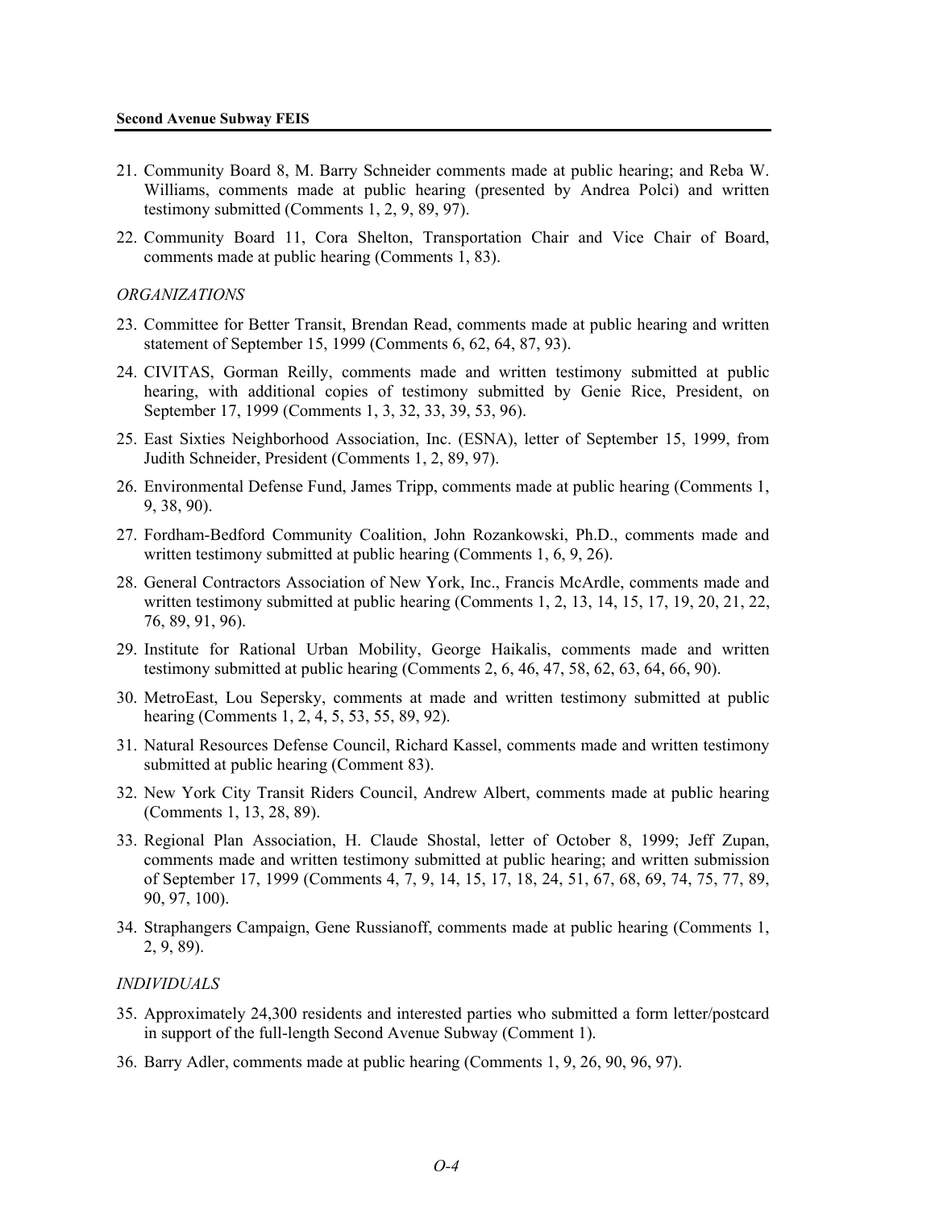21. Community Board 8, M. Barry Schneider comments made at public hearing; and Reba W. Williams, comments made at public hearing (presented by Andrea Polci) and written testimony submitted (Comments 1, 2, 9, 89, 97).

22. Community Board 11, Cora Shelton, Transportation Chair and Vice Chair of Board, comments made at public hearing (Comments 1, 83).

*ORGANIZATIONS*

23. Committee for Better Transit, Brendan Read, comments made at public hearing and written statement of September 15, 1999 (Comments 6, 62, 64, 87, 93).

24. CIVITAS, Gorman Reilly, comments made and written testimony submitted at public hearing, with additional copies of testimony submitted by Genie Rice, President, on September 17, 1999 (Comments 1, 3, 32, 33, 39, 53, 96).

25. East Sixties Neighborhood Association, Inc. (ESNA), letter of September 15, 1999, from Judith Schneider, President (Comments 1, 2, 89, 97).

26. Environmental Defense Fund, James Tripp, comments made at public hearing (Comments 1, 9, 38, 90).

27. Fordham-Bedford Community Coalition, John Rozankowski, Ph.D., comments made and written testimony submitted at public hearing (Comments 1, 6, 9, 26).

28. General Contractors Association of New York, Inc., Francis McArdle, comments made and written testimony submitted at public hearing (Comments 1, 2, 13, 14, 15, 17, 19, 20, 21, 22, 76, 89, 91, 96).

29. Institute for Rational Urban Mobility, George Haikalis, comments made and written testimony submitted at public hearing (Comments 2, 6, 46, 47, 58, 62, 63, 64, 66, 90).

30. MetroEast, Lou Sepersky, comments at made and written testimony submitted at public hearing (Comments 1, 2, 4, 5, 53, 55, 89, 92).

31. Natural Resources Defense Council, Richard Kassel, comments made and written testimony submitted at public hearing (Comment 83).

32. New York City Transit Riders Council, Andrew Albert, comments made at public hearing (Comments 1, 13, 28, 89).

33. Regional Plan Association, H. Claude Shostal, letter of October 8, 1999; Jeff Zupan, comments made and written testimony submitted at public hearing; and written submission of September 17, 1999 (Comments 4, 7, 9, 14, 15, 17, 18, 24, 51, 67, 68, 69, 74, 75, 77, 89, 90, 97, 100).

34. Straphangers Campaign, Gene Russianoff, comments made at public hearing (Comments 1, 2, 9, 89).

*INDIVIDUALS*

35. Approximately 24,300 residents and interested parties who submitted a form letter/postcard in support of the full-length Second Avenue Subway (Comment 1).

36. Barry Adler, comments made at public hearing (Comments 1, 9, 26, 90, 96, 97).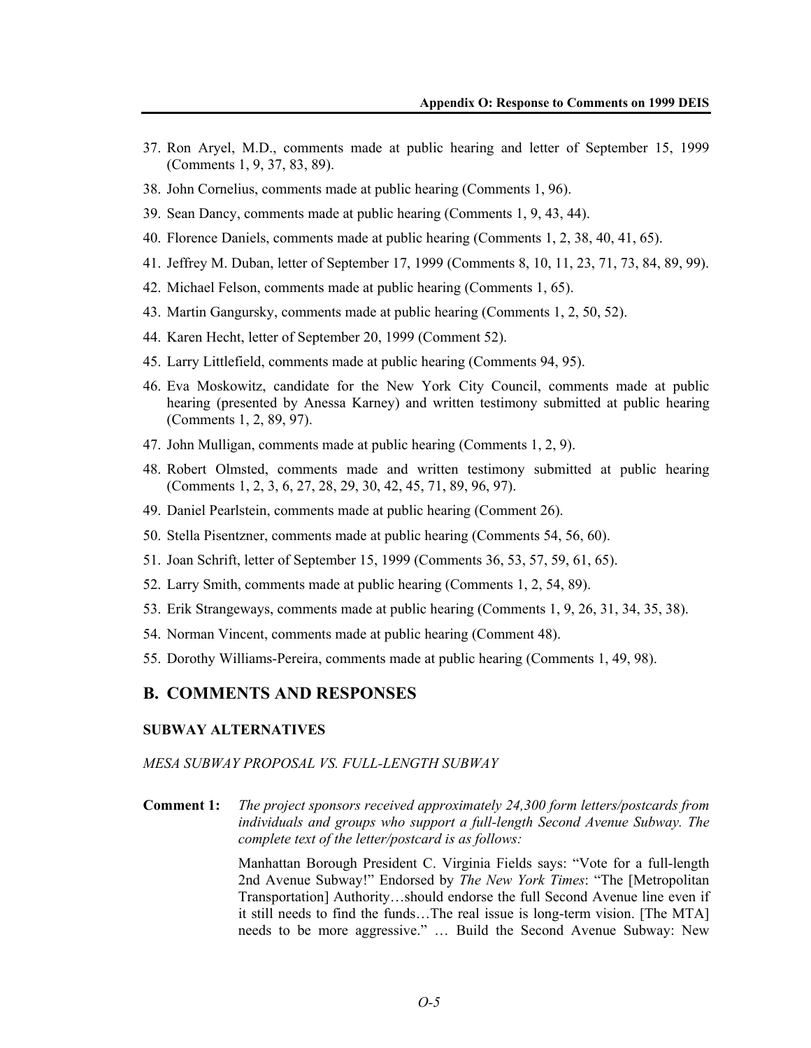37. Ron Aryel, M.D., comments made at public hearing and letter of September 15, 1999 (Comments 1, 9, 37, 83, 89).
38. John Cornelius, comments made at public hearing (Comments 1, 96).
39. Sean Dancy, comments made at public hearing (Comments 1, 9, 43, 44).
40. Florence Daniels, comments made at public hearing (Comments 1, 2, 38, 40, 41, 65).
41. Jeffrey M. Duban, letter of September 17, 1999 (Comments 8, 10, 11, 23, 71, 73, 84, 89, 99).
42. Michael Felson, comments made at public hearing (Comments 1, 65).
43. Martin Gangursky, comments made at public hearing (Comments 1, 2, 50, 52).
44. Karen Hecht, letter of September 20, 1999 (Comment 52).
45. Larry Littlefield, comments made at public hearing (Comments 94, 95).
46. Eva Moskowitz, candidate for the New York City Council, comments made at public hearing (presented by Anessa Karney) and written testimony submitted at public hearing (Comments 1, 2, 89, 97).
47. John Mulligan, comments made at public hearing (Comments 1, 2, 9).
48. Robert Olmsted, comments made and written testimony submitted at public hearing (Comments 1, 2, 3, 6, 27, 28, 29, 30, 42, 45, 71, 89, 96, 97).
49. Daniel Pearlstein, comments made at public hearing (Comment 26).
50. Stella Pisentzner, comments made at public hearing (Comments 54, 56, 60).
51. Joan Schrift, letter of September 15, 1999 (Comments 36, 53, 57, 59, 61, 65).
52. Larry Smith, comments made at public hearing (Comments 1, 2, 54, 89).
53. Erik Strangeways, comments made at public hearing (Comments 1, 9, 26, 31, 34, 35, 38).
54. Norman Vincent, comments made at public hearing (Comment 48).
55. Dorothy Williams-Pereira, comments made at public hearing (Comments 1, 49, 98).

## B. COMMENTS AND RESPONSES

### SUBWAY ALTERNATIVES

*MESA SUBWAY PROPOSAL VS. FULL-LENGTH SUBWAY*

**Comment 1:** *The project sponsors received approximately 24,300 form letters/postcards from individuals and groups who support a full-length Second Avenue Subway. The complete text of the letter/postcard is as follows:*

Manhattan Borough President C. Virginia Fields says: "Vote for a full-length 2nd Avenue Subway!" Endorsed by *The New York Times*: "The [Metropolitan Transportation] Authority…should endorse the full Second Avenue line even if it still needs to find the funds…The real issue is long-term vision. [The MTA] needs to be more aggressive." … Build the Second Avenue Subway: New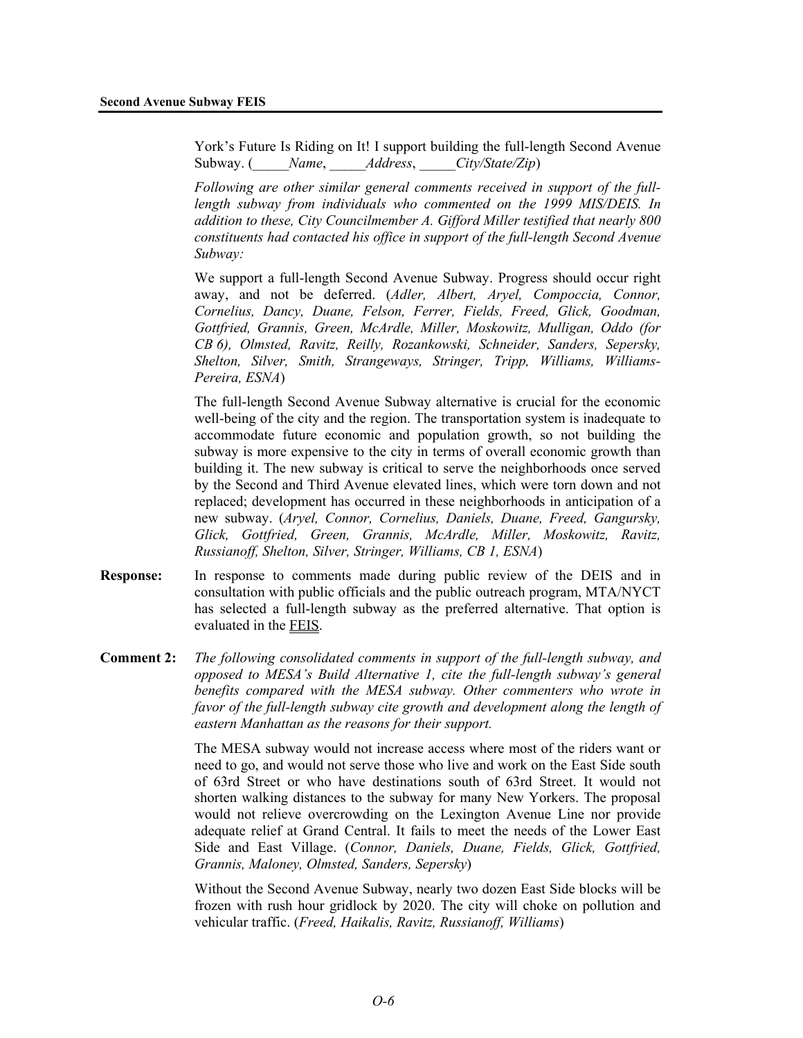York's Future Is Riding on It! I support building the full-length Second Avenue Subway. (_____*Name*, _____*Address*, _____*City/State/Zip*)

*Following are other similar general comments received in support of the full-length subway from individuals who commented on the 1999 MIS/DEIS. In addition to these, City Councilmember A. Gifford Miller testified that nearly 800 constituents had contacted his office in support of the full-length Second Avenue Subway:*

We support a full-length Second Avenue Subway. Progress should occur right away, and not be deferred. (*Adler, Albert, Aryel, Compoccia, Connor, Cornelius, Dancy, Duane, Felson, Ferrer, Fields, Freed, Glick, Goodman, Gottfried, Grannis, Green, McArdle, Miller, Moskowitz, Mulligan, Oddo (for CB 6), Olmsted, Ravitz, Reilly, Rozankowski, Schneider, Sanders, Sepersky, Shelton, Silver, Smith, Strangeways, Stringer, Tripp, Williams, Williams-Pereira, ESNA*)

The full-length Second Avenue Subway alternative is crucial for the economic well-being of the city and the region. The transportation system is inadequate to accommodate future economic and population growth, so not building the subway is more expensive to the city in terms of overall economic growth than building it. The new subway is critical to serve the neighborhoods once served by the Second and Third Avenue elevated lines, which were torn down and not replaced; development has occurred in these neighborhoods in anticipation of a new subway. (*Aryel, Connor, Cornelius, Daniels, Duane, Freed, Gangursky, Glick, Gottfried, Green, Grannis, McArdle, Miller, Moskowitz, Ravitz, Russianoff, Shelton, Silver, Stringer, Williams, CB 1, ESNA*)

**Response:** In response to comments made during public review of the DEIS and in consultation with public officials and the public outreach program, MTA/NYCT has selected a full-length subway as the preferred alternative. That option is evaluated in the FEIS.

**Comment 2:** *The following consolidated comments in support of the full-length subway, and opposed to MESA's Build Alternative 1, cite the full-length subway's general benefits compared with the MESA subway. Other commenters who wrote in favor of the full-length subway cite growth and development along the length of eastern Manhattan as the reasons for their support.*

The MESA subway would not increase access where most of the riders want or need to go, and would not serve those who live and work on the East Side south of 63rd Street or who have destinations south of 63rd Street. It would not shorten walking distances to the subway for many New Yorkers. The proposal would not relieve overcrowding on the Lexington Avenue Line nor provide adequate relief at Grand Central. It fails to meet the needs of the Lower East Side and East Village. (*Connor, Daniels, Duane, Fields, Glick, Gottfried, Grannis, Maloney, Olmsted, Sanders, Sepersky*)

Without the Second Avenue Subway, nearly two dozen East Side blocks will be frozen with rush hour gridlock by 2020. The city will choke on pollution and vehicular traffic. (*Freed, Haikalis, Ravitz, Russianoff, Williams*)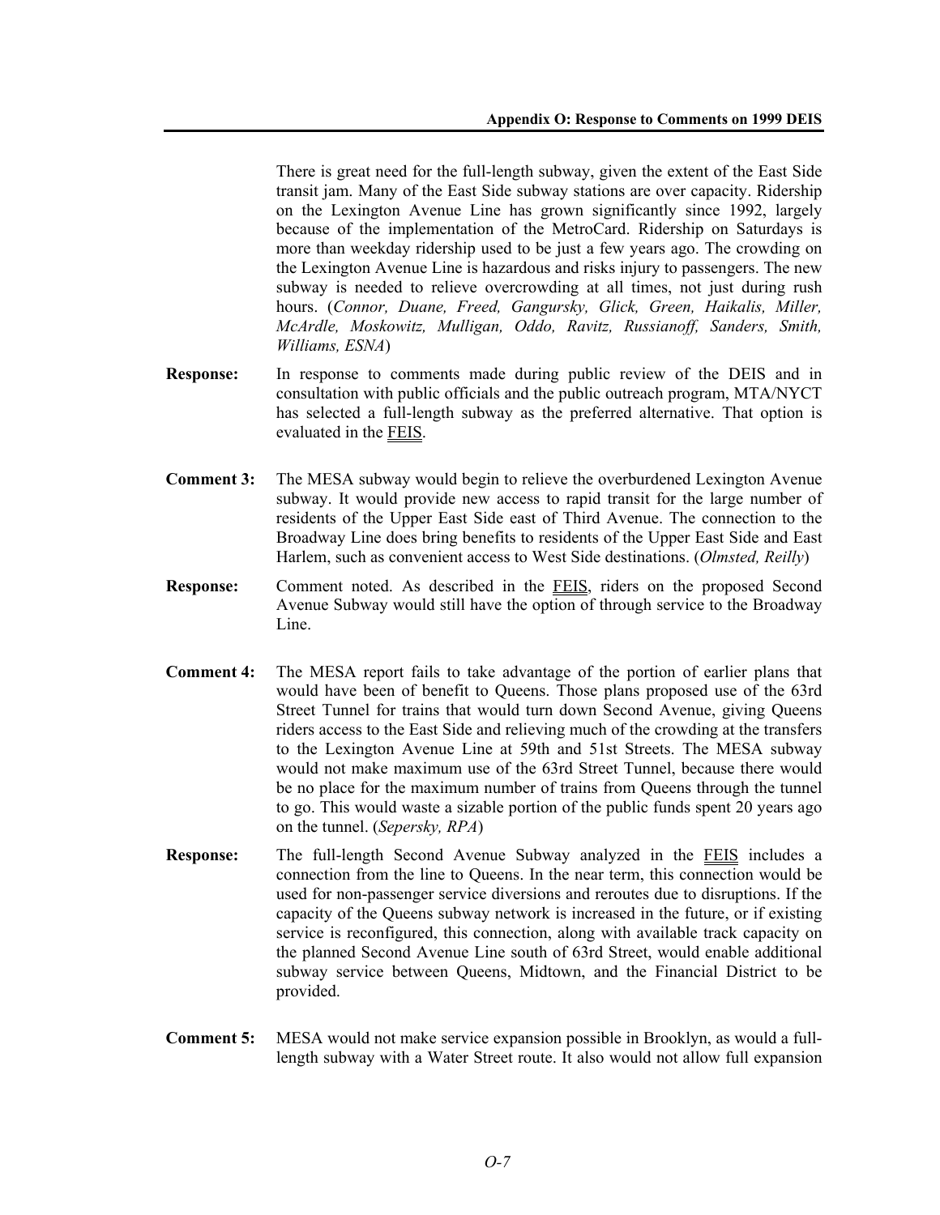There is great need for the full-length subway, given the extent of the East Side transit jam. Many of the East Side subway stations are over capacity. Ridership on the Lexington Avenue Line has grown significantly since 1992, largely because of the implementation of the MetroCard. Ridership on Saturdays is more than weekday ridership used to be just a few years ago. The crowding on the Lexington Avenue Line is hazardous and risks injury to passengers. The new subway is needed to relieve overcrowding at all times, not just during rush hours. (*Connor, Duane, Freed, Gangursky, Glick, Green, Haikalis, Miller, McArdle, Moskowitz, Mulligan, Oddo, Ravitz, Russianoff, Sanders, Smith, Williams, ESNA*)

**Response:** In response to comments made during public review of the DEIS and in consultation with public officials and the public outreach program, MTA/NYCT has selected a full-length subway as the preferred alternative. That option is evaluated in the FEIS.

**Comment 3:** The MESA subway would begin to relieve the overburdened Lexington Avenue subway. It would provide new access to rapid transit for the large number of residents of the Upper East Side east of Third Avenue. The connection to the Broadway Line does bring benefits to residents of the Upper East Side and East Harlem, such as convenient access to West Side destinations. (*Olmsted, Reilly*)

**Response:** Comment noted. As described in the FEIS, riders on the proposed Second Avenue Subway would still have the option of through service to the Broadway Line.

**Comment 4:** The MESA report fails to take advantage of the portion of earlier plans that would have been of benefit to Queens. Those plans proposed use of the 63rd Street Tunnel for trains that would turn down Second Avenue, giving Queens riders access to the East Side and relieving much of the crowding at the transfers to the Lexington Avenue Line at 59th and 51st Streets. The MESA subway would not make maximum use of the 63rd Street Tunnel, because there would be no place for the maximum number of trains from Queens through the tunnel to go. This would waste a sizable portion of the public funds spent 20 years ago on the tunnel. (*Sepersky, RPA*)

**Response:** The full-length Second Avenue Subway analyzed in the FEIS includes a connection from the line to Queens. In the near term, this connection would be used for non-passenger service diversions and reroutes due to disruptions. If the capacity of the Queens subway network is increased in the future, or if existing service is reconfigured, this connection, along with available track capacity on the planned Second Avenue Line south of 63rd Street, would enable additional subway service between Queens, Midtown, and the Financial District to be provided.

**Comment 5:** MESA would not make service expansion possible in Brooklyn, as would a full-length subway with a Water Street route. It also would not allow full expansion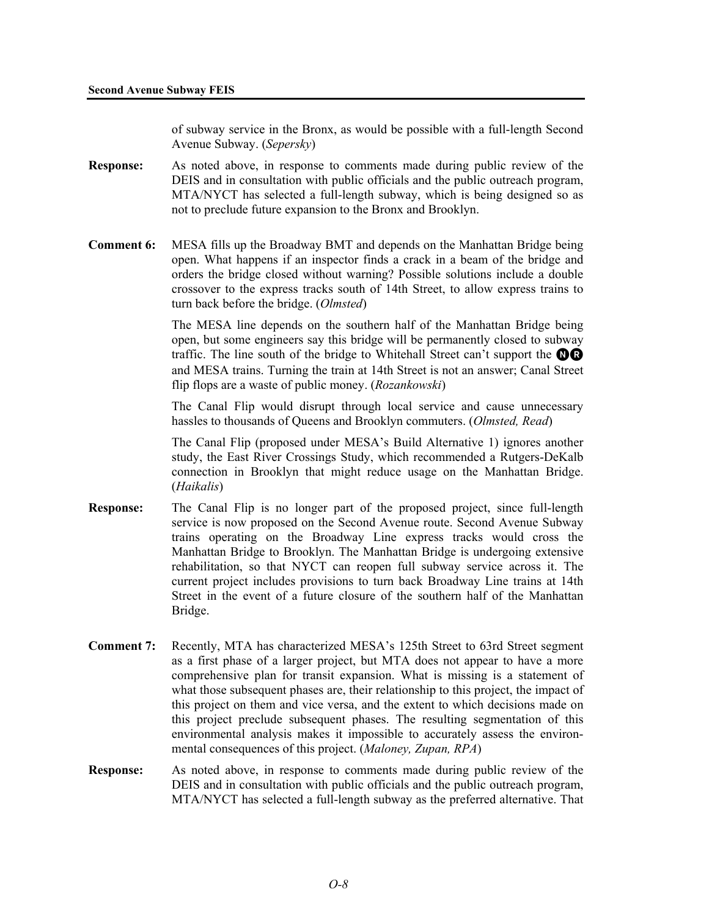of subway service in the Bronx, as would be possible with a full-length Second Avenue Subway. (*Sepersky*)

**Response:** As noted above, in response to comments made during public review of the DEIS and in consultation with public officials and the public outreach program, MTA/NYCT has selected a full-length subway, which is being designed so as not to preclude future expansion to the Bronx and Brooklyn.

**Comment 6:** MESA fills up the Broadway BMT and depends on the Manhattan Bridge being open. What happens if an inspector finds a crack in a beam of the bridge and orders the bridge closed without warning? Possible solutions include a double crossover to the express tracks south of 14th Street, to allow express trains to turn back before the bridge. (*Olmsted*)

The MESA line depends on the southern half of the Manhattan Bridge being open, but some engineers say this bridge will be permanently closed to subway traffic. The line south of the bridge to Whitehall Street can't support the N R and MESA trains. Turning the train at 14th Street is not an answer; Canal Street flip flops are a waste of public money. (*Rozankowski*)

The Canal Flip would disrupt through local service and cause unnecessary hassles to thousands of Queens and Brooklyn commuters. (*Olmsted, Read*)

The Canal Flip (proposed under MESA's Build Alternative 1) ignores another study, the East River Crossings Study, which recommended a Rutgers-DeKalb connection in Brooklyn that might reduce usage on the Manhattan Bridge. (*Haikalis*)

**Response:** The Canal Flip is no longer part of the proposed project, since full-length service is now proposed on the Second Avenue route. Second Avenue Subway trains operating on the Broadway Line express tracks would cross the Manhattan Bridge to Brooklyn. The Manhattan Bridge is undergoing extensive rehabilitation, so that NYCT can reopen full subway service across it. The current project includes provisions to turn back Broadway Line trains at 14th Street in the event of a future closure of the southern half of the Manhattan Bridge.

**Comment 7:** Recently, MTA has characterized MESA's 125th Street to 63rd Street segment as a first phase of a larger project, but MTA does not appear to have a more comprehensive plan for transit expansion. What is missing is a statement of what those subsequent phases are, their relationship to this project, the impact of this project on them and vice versa, and the extent to which decisions made on this project preclude subsequent phases. The resulting segmentation of this environmental analysis makes it impossible to accurately assess the environmental consequences of this project. (*Maloney, Zupan, RPA*)

**Response:** As noted above, in response to comments made during public review of the DEIS and in consultation with public officials and the public outreach program, MTA/NYCT has selected a full-length subway as the preferred alternative. That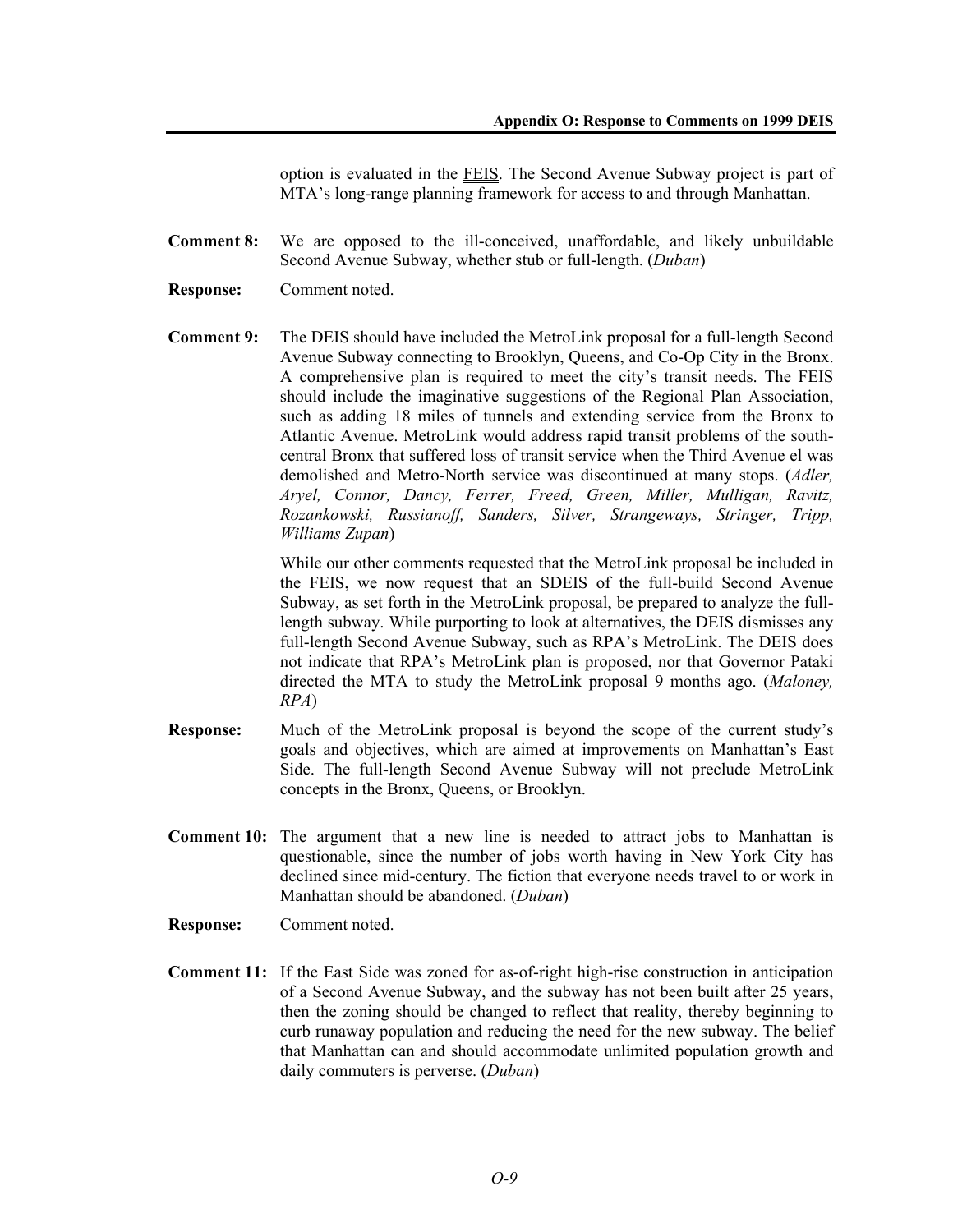option is evaluated in the FEIS. The Second Avenue Subway project is part of MTA's long-range planning framework for access to and through Manhattan.

**Comment 8:** We are opposed to the ill-conceived, unaffordable, and likely unbuildable Second Avenue Subway, whether stub or full-length. (*Duban*)

**Response:** Comment noted.

**Comment 9:** The DEIS should have included the MetroLink proposal for a full-length Second Avenue Subway connecting to Brooklyn, Queens, and Co-Op City in the Bronx. A comprehensive plan is required to meet the city's transit needs. The FEIS should include the imaginative suggestions of the Regional Plan Association, such as adding 18 miles of tunnels and extending service from the Bronx to Atlantic Avenue. MetroLink would address rapid transit problems of the south-central Bronx that suffered loss of transit service when the Third Avenue el was demolished and Metro-North service was discontinued at many stops. (*Adler, Aryel, Connor, Dancy, Ferrer, Freed, Green, Miller, Mulligan, Ravitz, Rozankowski, Russianoff, Sanders, Silver, Strangeways, Stringer, Tripp, Williams Zupan*)

While our other comments requested that the MetroLink proposal be included in the FEIS, we now request that an SDEIS of the full-build Second Avenue Subway, as set forth in the MetroLink proposal, be prepared to analyze the full-length subway. While purporting to look at alternatives, the DEIS dismisses any full-length Second Avenue Subway, such as RPA's MetroLink. The DEIS does not indicate that RPA's MetroLink plan is proposed, nor that Governor Pataki directed the MTA to study the MetroLink proposal 9 months ago. (*Maloney, RPA*)

**Response:** Much of the MetroLink proposal is beyond the scope of the current study's goals and objectives, which are aimed at improvements on Manhattan's East Side. The full-length Second Avenue Subway will not preclude MetroLink concepts in the Bronx, Queens, or Brooklyn.

**Comment 10:** The argument that a new line is needed to attract jobs to Manhattan is questionable, since the number of jobs worth having in New York City has declined since mid-century. The fiction that everyone needs travel to or work in Manhattan should be abandoned. (*Duban*)

**Response:** Comment noted.

**Comment 11:** If the East Side was zoned for as-of-right high-rise construction in anticipation of a Second Avenue Subway, and the subway has not been built after 25 years, then the zoning should be changed to reflect that reality, thereby beginning to curb runaway population and reducing the need for the new subway. The belief that Manhattan can and should accommodate unlimited population growth and daily commuters is perverse. (*Duban*)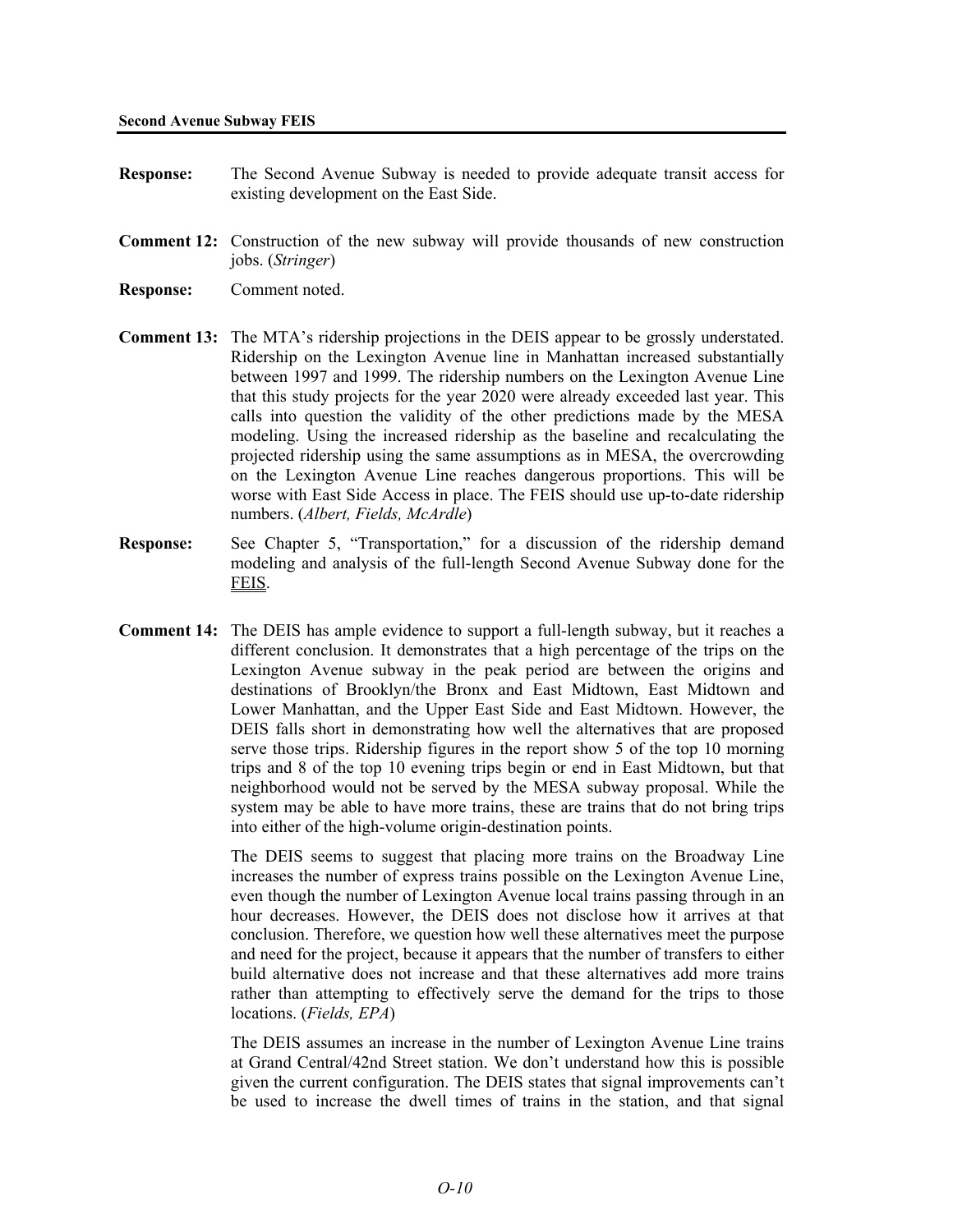**Response:** The Second Avenue Subway is needed to provide adequate transit access for existing development on the East Side.

**Comment 12:** Construction of the new subway will provide thousands of new construction jobs. (*Stringer*)

**Response:** Comment noted.

**Comment 13:** The MTA's ridership projections in the DEIS appear to be grossly understated. Ridership on the Lexington Avenue line in Manhattan increased substantially between 1997 and 1999. The ridership numbers on the Lexington Avenue Line that this study projects for the year 2020 were already exceeded last year. This calls into question the validity of the other predictions made by the MESA modeling. Using the increased ridership as the baseline and recalculating the projected ridership using the same assumptions as in MESA, the overcrowding on the Lexington Avenue Line reaches dangerous proportions. This will be worse with East Side Access in place. The FEIS should use up-to-date ridership numbers. (*Albert, Fields, McArdle*)

**Response:** See Chapter 5, "Transportation," for a discussion of the ridership demand modeling and analysis of the full-length Second Avenue Subway done for the FEIS.

**Comment 14:** The DEIS has ample evidence to support a full-length subway, but it reaches a different conclusion. It demonstrates that a high percentage of the trips on the Lexington Avenue subway in the peak period are between the origins and destinations of Brooklyn/the Bronx and East Midtown, East Midtown and Lower Manhattan, and the Upper East Side and East Midtown. However, the DEIS falls short in demonstrating how well the alternatives that are proposed serve those trips. Ridership figures in the report show 5 of the top 10 morning trips and 8 of the top 10 evening trips begin or end in East Midtown, but that neighborhood would not be served by the MESA subway proposal. While the system may be able to have more trains, these are trains that do not bring trips into either of the high-volume origin-destination points.

The DEIS seems to suggest that placing more trains on the Broadway Line increases the number of express trains possible on the Lexington Avenue Line, even though the number of Lexington Avenue local trains passing through in an hour decreases. However, the DEIS does not disclose how it arrives at that conclusion. Therefore, we question how well these alternatives meet the purpose and need for the project, because it appears that the number of transfers to either build alternative does not increase and that these alternatives add more trains rather than attempting to effectively serve the demand for the trips to those locations. (*Fields, EPA*)

The DEIS assumes an increase in the number of Lexington Avenue Line trains at Grand Central/42nd Street station. We don't understand how this is possible given the current configuration. The DEIS states that signal improvements can't be used to increase the dwell times of trains in the station, and that signal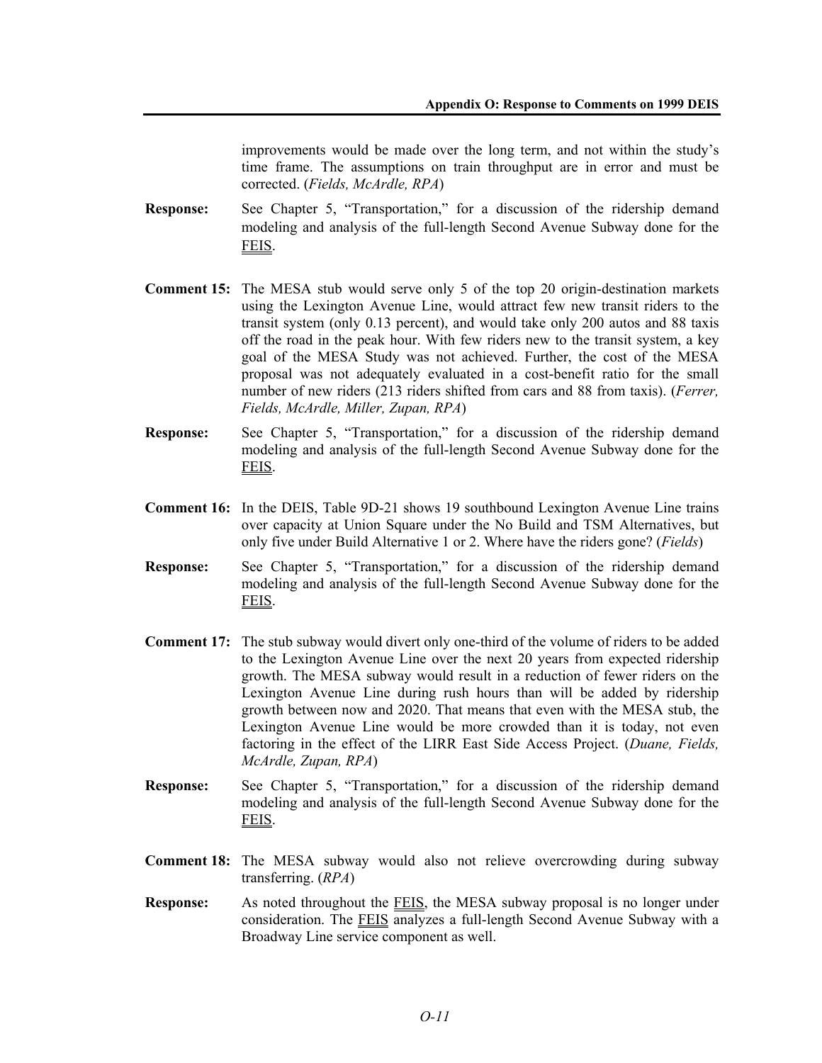improvements would be made over the long term, and not within the study's time frame. The assumptions on train throughput are in error and must be corrected. (*Fields, McArdle, RPA*)

**Response:** See Chapter 5, "Transportation," for a discussion of the ridership demand modeling and analysis of the full-length Second Avenue Subway done for the FEIS.

**Comment 15:** The MESA stub would serve only 5 of the top 20 origin-destination markets using the Lexington Avenue Line, would attract few new transit riders to the transit system (only 0.13 percent), and would take only 200 autos and 88 taxis off the road in the peak hour. With few riders new to the transit system, a key goal of the MESA Study was not achieved. Further, the cost of the MESA proposal was not adequately evaluated in a cost-benefit ratio for the small number of new riders (213 riders shifted from cars and 88 from taxis). (*Ferrer, Fields, McArdle, Miller, Zupan, RPA*)

**Response:** See Chapter 5, "Transportation," for a discussion of the ridership demand modeling and analysis of the full-length Second Avenue Subway done for the FEIS.

**Comment 16:** In the DEIS, Table 9D-21 shows 19 southbound Lexington Avenue Line trains over capacity at Union Square under the No Build and TSM Alternatives, but only five under Build Alternative 1 or 2. Where have the riders gone? (*Fields*)

**Response:** See Chapter 5, "Transportation," for a discussion of the ridership demand modeling and analysis of the full-length Second Avenue Subway done for the FEIS.

**Comment 17:** The stub subway would divert only one-third of the volume of riders to be added to the Lexington Avenue Line over the next 20 years from expected ridership growth. The MESA subway would result in a reduction of fewer riders on the Lexington Avenue Line during rush hours than will be added by ridership growth between now and 2020. That means that even with the MESA stub, the Lexington Avenue Line would be more crowded than it is today, not even factoring in the effect of the LIRR East Side Access Project. (*Duane, Fields, McArdle, Zupan, RPA*)

**Response:** See Chapter 5, "Transportation," for a discussion of the ridership demand modeling and analysis of the full-length Second Avenue Subway done for the FEIS.

**Comment 18:** The MESA subway would also not relieve overcrowding during subway transferring. (*RPA*)

**Response:** As noted throughout the FEIS, the MESA subway proposal is no longer under consideration. The FEIS analyzes a full-length Second Avenue Subway with a Broadway Line service component as well.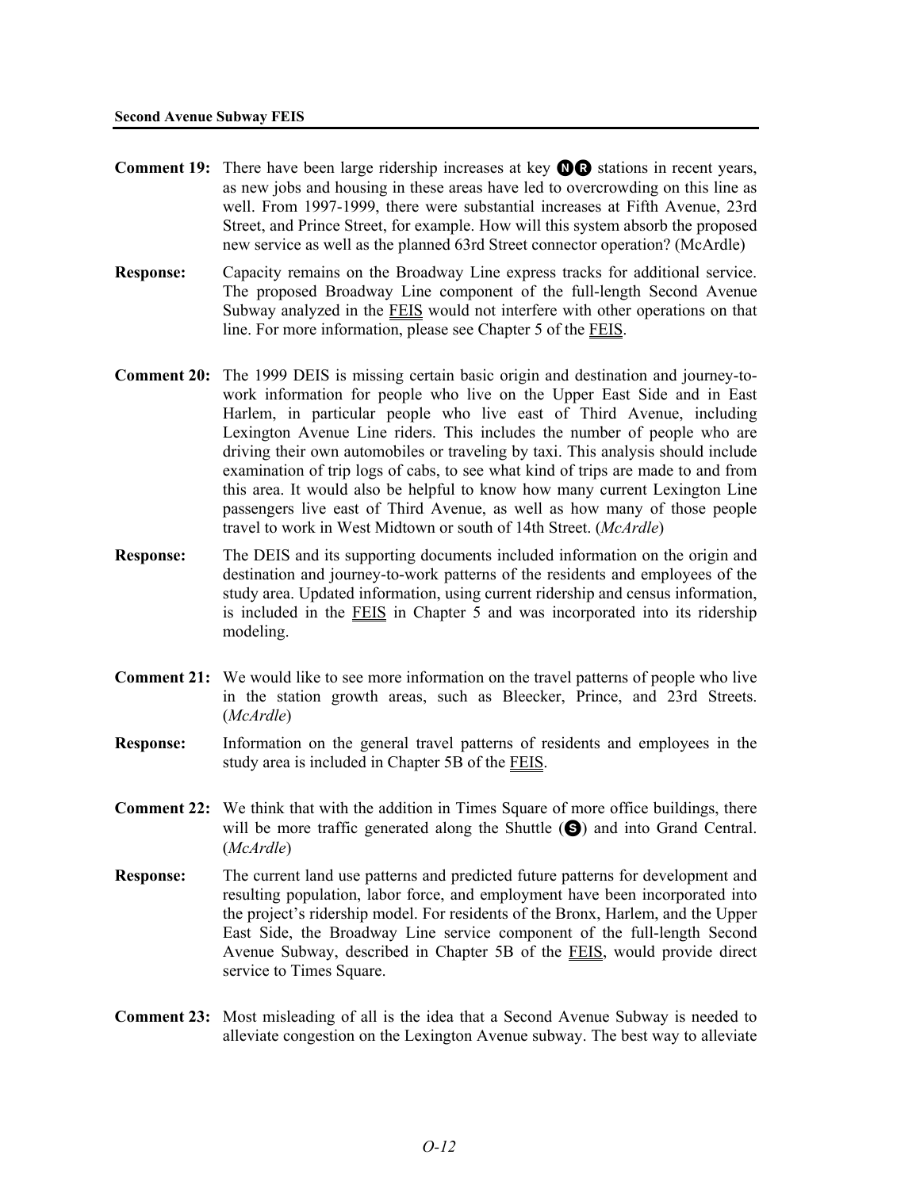**Comment 19:** There have been large ridership increases at key Ⓝ Ⓡ stations in recent years, as new jobs and housing in these areas have led to overcrowding on this line as well. From 1997-1999, there were substantial increases at Fifth Avenue, 23rd Street, and Prince Street, for example. How will this system absorb the proposed new service as well as the planned 63rd Street connector operation? (McArdle)

**Response:** Capacity remains on the Broadway Line express tracks for additional service. The proposed Broadway Line component of the full-length Second Avenue Subway analyzed in the FEIS would not interfere with other operations on that line. For more information, please see Chapter 5 of the FEIS.

**Comment 20:** The 1999 DEIS is missing certain basic origin and destination and journey-to-work information for people who live on the Upper East Side and in East Harlem, in particular people who live east of Third Avenue, including Lexington Avenue Line riders. This includes the number of people who are driving their own automobiles or traveling by taxi. This analysis should include examination of trip logs of cabs, to see what kind of trips are made to and from this area. It would also be helpful to know how many current Lexington Line passengers live east of Third Avenue, as well as how many of those people travel to work in West Midtown or south of 14th Street. (*McArdle*)

**Response:** The DEIS and its supporting documents included information on the origin and destination and journey-to-work patterns of the residents and employees of the study area. Updated information, using current ridership and census information, is included in the FEIS in Chapter 5 and was incorporated into its ridership modeling.

**Comment 21:** We would like to see more information on the travel patterns of people who live in the station growth areas, such as Bleecker, Prince, and 23rd Streets. (*McArdle*)

**Response:** Information on the general travel patterns of residents and employees in the study area is included in Chapter 5B of the FEIS.

**Comment 22:** We think that with the addition in Times Square of more office buildings, there will be more traffic generated along the Shuttle (Ⓢ) and into Grand Central. (*McArdle*)

**Response:** The current land use patterns and predicted future patterns for development and resulting population, labor force, and employment have been incorporated into the project's ridership model. For residents of the Bronx, Harlem, and the Upper East Side, the Broadway Line service component of the full-length Second Avenue Subway, described in Chapter 5B of the FEIS, would provide direct service to Times Square.

**Comment 23:** Most misleading of all is the idea that a Second Avenue Subway is needed to alleviate congestion on the Lexington Avenue subway. The best way to alleviate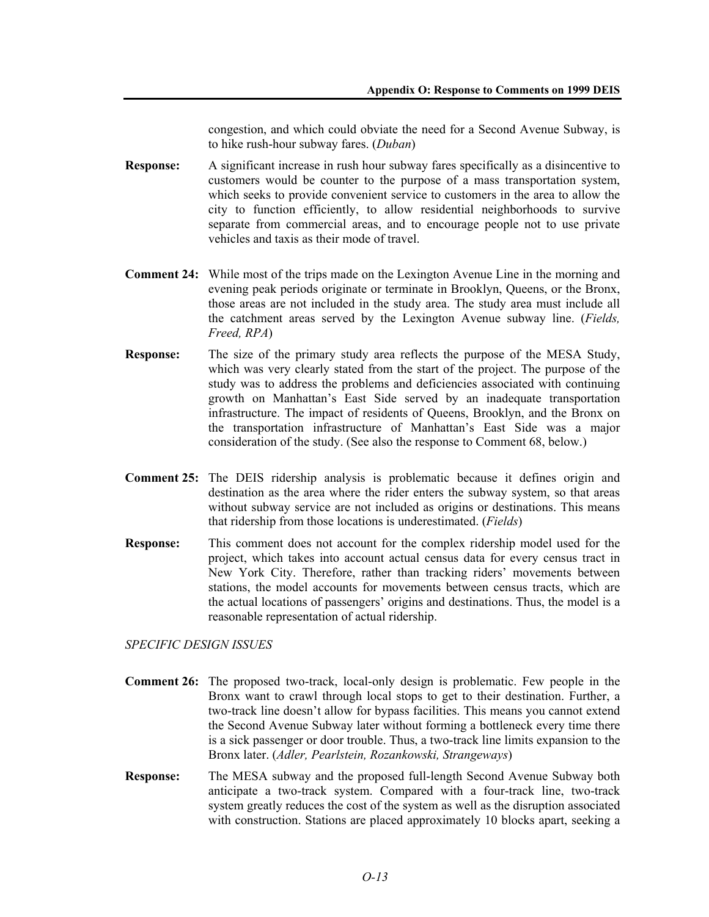congestion, and which could obviate the need for a Second Avenue Subway, is to hike rush-hour subway fares. (*Duban*)

**Response:** A significant increase in rush hour subway fares specifically as a disincentive to customers would be counter to the purpose of a mass transportation system, which seeks to provide convenient service to customers in the area to allow the city to function efficiently, to allow residential neighborhoods to survive separate from commercial areas, and to encourage people not to use private vehicles and taxis as their mode of travel.

**Comment 24:** While most of the trips made on the Lexington Avenue Line in the morning and evening peak periods originate or terminate in Brooklyn, Queens, or the Bronx, those areas are not included in the study area. The study area must include all the catchment areas served by the Lexington Avenue subway line. (*Fields, Freed, RPA*)

**Response:** The size of the primary study area reflects the purpose of the MESA Study, which was very clearly stated from the start of the project. The purpose of the study was to address the problems and deficiencies associated with continuing growth on Manhattan's East Side served by an inadequate transportation infrastructure. The impact of residents of Queens, Brooklyn, and the Bronx on the transportation infrastructure of Manhattan's East Side was a major consideration of the study. (See also the response to Comment 68, below.)

**Comment 25:** The DEIS ridership analysis is problematic because it defines origin and destination as the area where the rider enters the subway system, so that areas without subway service are not included as origins or destinations. This means that ridership from those locations is underestimated. (*Fields*)

**Response:** This comment does not account for the complex ridership model used for the project, which takes into account actual census data for every census tract in New York City. Therefore, rather than tracking riders' movements between stations, the model accounts for movements between census tracts, which are the actual locations of passengers' origins and destinations. Thus, the model is a reasonable representation of actual ridership.

*SPECIFIC DESIGN ISSUES*

**Comment 26:** The proposed two-track, local-only design is problematic. Few people in the Bronx want to crawl through local stops to get to their destination. Further, a two-track line doesn't allow for bypass facilities. This means you cannot extend the Second Avenue Subway later without forming a bottleneck every time there is a sick passenger or door trouble. Thus, a two-track line limits expansion to the Bronx later. (*Adler, Pearlstein, Rozankowski, Strangeways*)

**Response:** The MESA subway and the proposed full-length Second Avenue Subway both anticipate a two-track system. Compared with a four-track line, two-track system greatly reduces the cost of the system as well as the disruption associated with construction. Stations are placed approximately 10 blocks apart, seeking a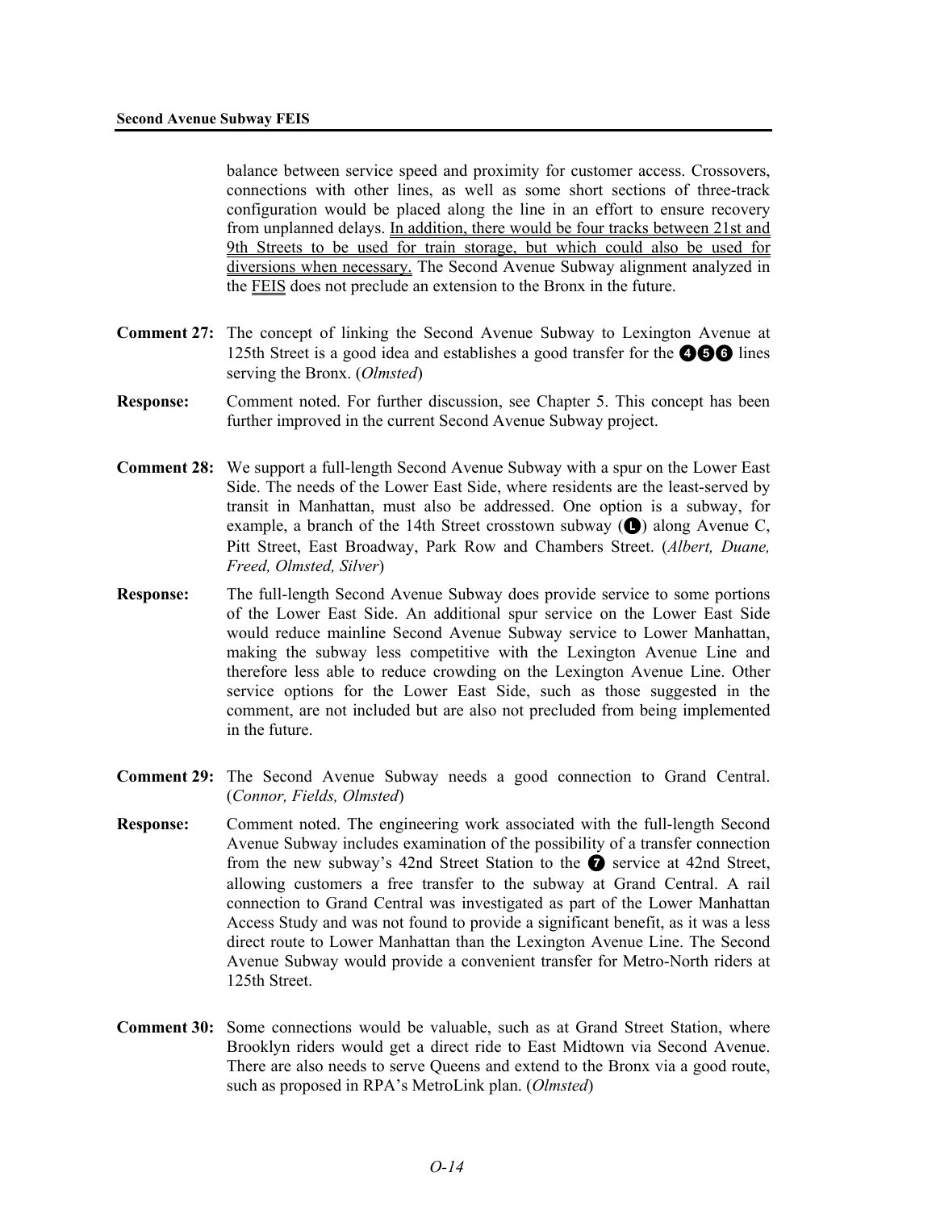balance between service speed and proximity for customer access. Crossovers, connections with other lines, as well as some short sections of three-track configuration would be placed along the line in an effort to ensure recovery from unplanned delays. In addition, there would be four tracks between 21st and 9th Streets to be used for train storage, but which could also be used for diversions when necessary. The Second Avenue Subway alignment analyzed in the FEIS does not preclude an extension to the Bronx in the future.

**Comment 27:** The concept of linking the Second Avenue Subway to Lexington Avenue at 125th Street is a good idea and establishes a good transfer for the 4 5 6 lines serving the Bronx. (*Olmsted*)

**Response:** Comment noted. For further discussion, see Chapter 5. This concept has been further improved in the current Second Avenue Subway project.

**Comment 28:** We support a full-length Second Avenue Subway with a spur on the Lower East Side. The needs of the Lower East Side, where residents are the least-served by transit in Manhattan, must also be addressed. One option is a subway, for example, a branch of the 14th Street crosstown subway (L) along Avenue C, Pitt Street, East Broadway, Park Row and Chambers Street. (*Albert, Duane, Freed, Olmsted, Silver*)

**Response:** The full-length Second Avenue Subway does provide service to some portions of the Lower East Side. An additional spur service on the Lower East Side would reduce mainline Second Avenue Subway service to Lower Manhattan, making the subway less competitive with the Lexington Avenue Line and therefore less able to reduce crowding on the Lexington Avenue Line. Other service options for the Lower East Side, such as those suggested in the comment, are not included but are also not precluded from being implemented in the future.

**Comment 29:** The Second Avenue Subway needs a good connection to Grand Central. (*Connor, Fields, Olmsted*)

**Response:** Comment noted. The engineering work associated with the full-length Second Avenue Subway includes examination of the possibility of a transfer connection from the new subway's 42nd Street Station to the 7 service at 42nd Street, allowing customers a free transfer to the subway at Grand Central. A rail connection to Grand Central was investigated as part of the Lower Manhattan Access Study and was not found to provide a significant benefit, as it was a less direct route to Lower Manhattan than the Lexington Avenue Line. The Second Avenue Subway would provide a convenient transfer for Metro-North riders at 125th Street.

**Comment 30:** Some connections would be valuable, such as at Grand Street Station, where Brooklyn riders would get a direct ride to East Midtown via Second Avenue. There are also needs to serve Queens and extend to the Bronx via a good route, such as proposed in RPA's MetroLink plan. (*Olmsted*)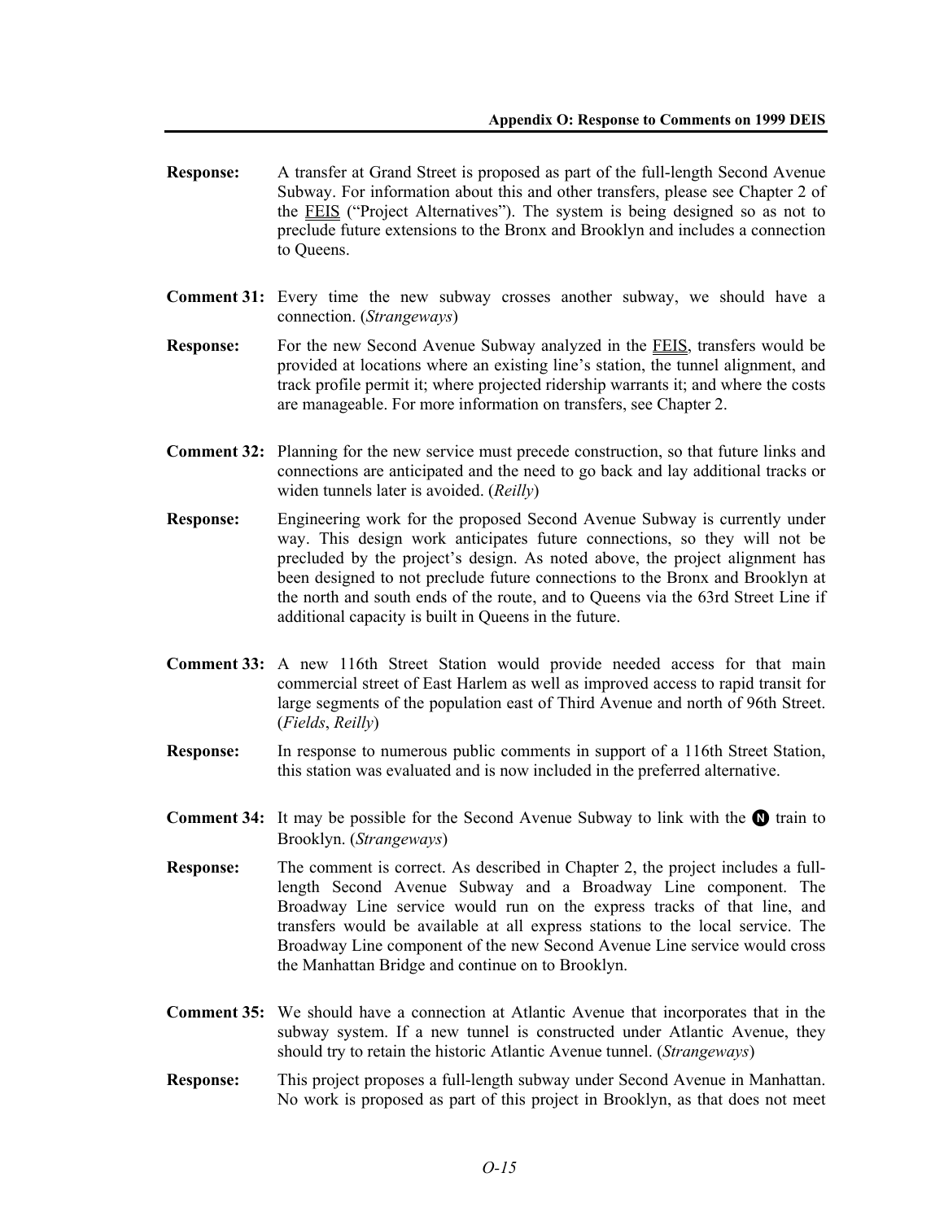**Response:** A transfer at Grand Street is proposed as part of the full-length Second Avenue Subway. For information about this and other transfers, please see Chapter 2 of the FEIS ("Project Alternatives"). The system is being designed so as not to preclude future extensions to the Bronx and Brooklyn and includes a connection to Queens.

**Comment 31:** Every time the new subway crosses another subway, we should have a connection. (*Strangeways*)

**Response:** For the new Second Avenue Subway analyzed in the FEIS, transfers would be provided at locations where an existing line's station, the tunnel alignment, and track profile permit it; where projected ridership warrants it; and where the costs are manageable. For more information on transfers, see Chapter 2.

**Comment 32:** Planning for the new service must precede construction, so that future links and connections are anticipated and the need to go back and lay additional tracks or widen tunnels later is avoided. (*Reilly*)

**Response:** Engineering work for the proposed Second Avenue Subway is currently under way. This design work anticipates future connections, so they will not be precluded by the project's design. As noted above, the project alignment has been designed to not preclude future connections to the Bronx and Brooklyn at the north and south ends of the route, and to Queens via the 63rd Street Line if additional capacity is built in Queens in the future.

**Comment 33:** A new 116th Street Station would provide needed access for that main commercial street of East Harlem as well as improved access to rapid transit for large segments of the population east of Third Avenue and north of 96th Street. (*Fields*, *Reilly*)

**Response:** In response to numerous public comments in support of a 116th Street Station, this station was evaluated and is now included in the preferred alternative.

**Comment 34:** It may be possible for the Second Avenue Subway to link with the N train to Brooklyn. (*Strangeways*)

**Response:** The comment is correct. As described in Chapter 2, the project includes a full-length Second Avenue Subway and a Broadway Line component. The Broadway Line service would run on the express tracks of that line, and transfers would be available at all express stations to the local service. The Broadway Line component of the new Second Avenue Line service would cross the Manhattan Bridge and continue on to Brooklyn.

**Comment 35:** We should have a connection at Atlantic Avenue that incorporates that in the subway system. If a new tunnel is constructed under Atlantic Avenue, they should try to retain the historic Atlantic Avenue tunnel. (*Strangeways*)

**Response:** This project proposes a full-length subway under Second Avenue in Manhattan. No work is proposed as part of this project in Brooklyn, as that does not meet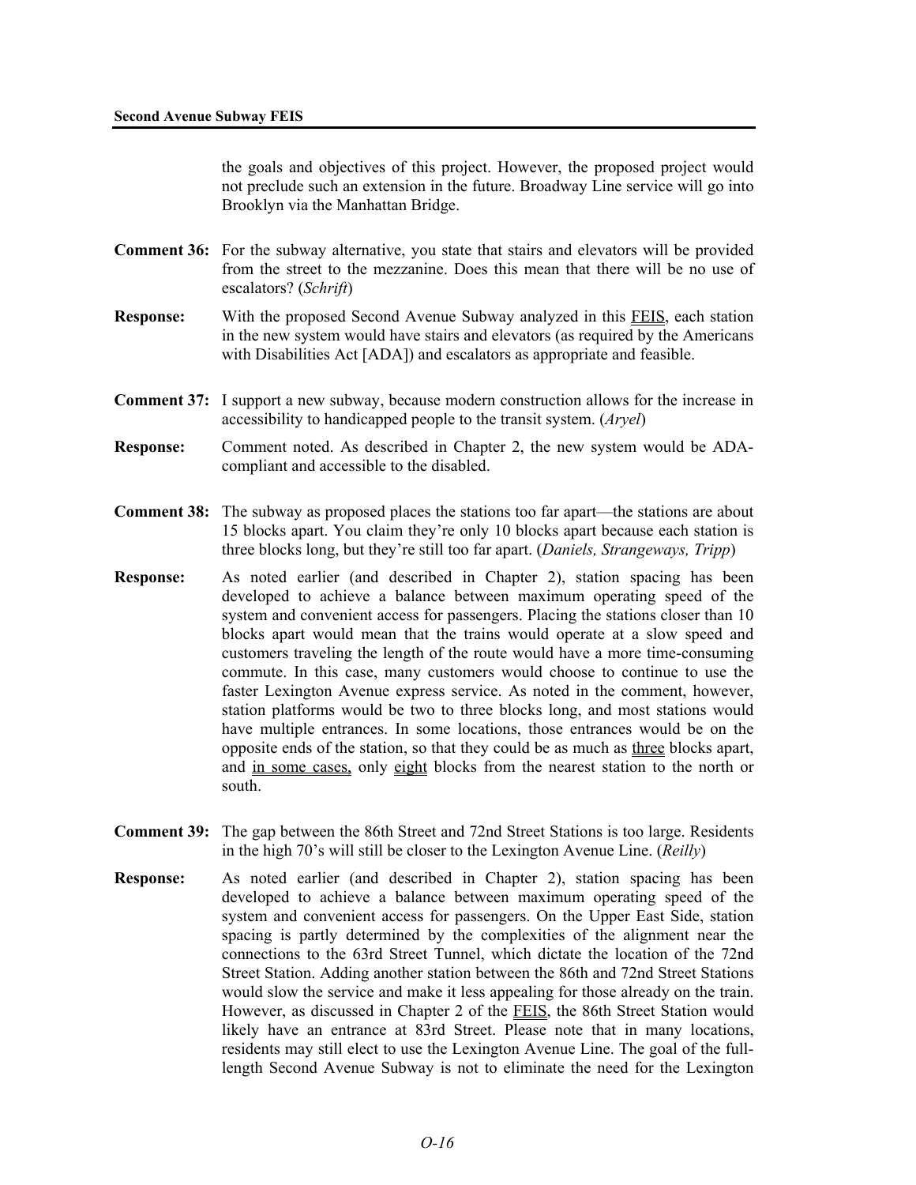the goals and objectives of this project. However, the proposed project would not preclude such an extension in the future. Broadway Line service will go into Brooklyn via the Manhattan Bridge.

**Comment 36:** For the subway alternative, you state that stairs and elevators will be provided from the street to the mezzanine. Does this mean that there will be no use of escalators? (*Schrift*)

**Response:** With the proposed Second Avenue Subway analyzed in this FEIS, each station in the new system would have stairs and elevators (as required by the Americans with Disabilities Act [ADA]) and escalators as appropriate and feasible.

**Comment 37:** I support a new subway, because modern construction allows for the increase in accessibility to handicapped people to the transit system. (*Aryel*)

**Response:** Comment noted. As described in Chapter 2, the new system would be ADA-compliant and accessible to the disabled.

**Comment 38:** The subway as proposed places the stations too far apart—the stations are about 15 blocks apart. You claim they're only 10 blocks apart because each station is three blocks long, but they're still too far apart. (*Daniels, Strangeways, Tripp*)

**Response:** As noted earlier (and described in Chapter 2), station spacing has been developed to achieve a balance between maximum operating speed of the system and convenient access for passengers. Placing the stations closer than 10 blocks apart would mean that the trains would operate at a slow speed and customers traveling the length of the route would have a more time-consuming commute. In this case, many customers would choose to continue to use the faster Lexington Avenue express service. As noted in the comment, however, station platforms would be two to three blocks long, and most stations would have multiple entrances. In some locations, those entrances would be on the opposite ends of the station, so that they could be as much as three blocks apart, and in some cases, only eight blocks from the nearest station to the north or south.

**Comment 39:** The gap between the 86th Street and 72nd Street Stations is too large. Residents in the high 70's will still be closer to the Lexington Avenue Line. (*Reilly*)

**Response:** As noted earlier (and described in Chapter 2), station spacing has been developed to achieve a balance between maximum operating speed of the system and convenient access for passengers. On the Upper East Side, station spacing is partly determined by the complexities of the alignment near the connections to the 63rd Street Tunnel, which dictate the location of the 72nd Street Station. Adding another station between the 86th and 72nd Street Stations would slow the service and make it less appealing for those already on the train. However, as discussed in Chapter 2 of the FEIS, the 86th Street Station would likely have an entrance at 83rd Street. Please note that in many locations, residents may still elect to use the Lexington Avenue Line. The goal of the full-length Second Avenue Subway is not to eliminate the need for the Lexington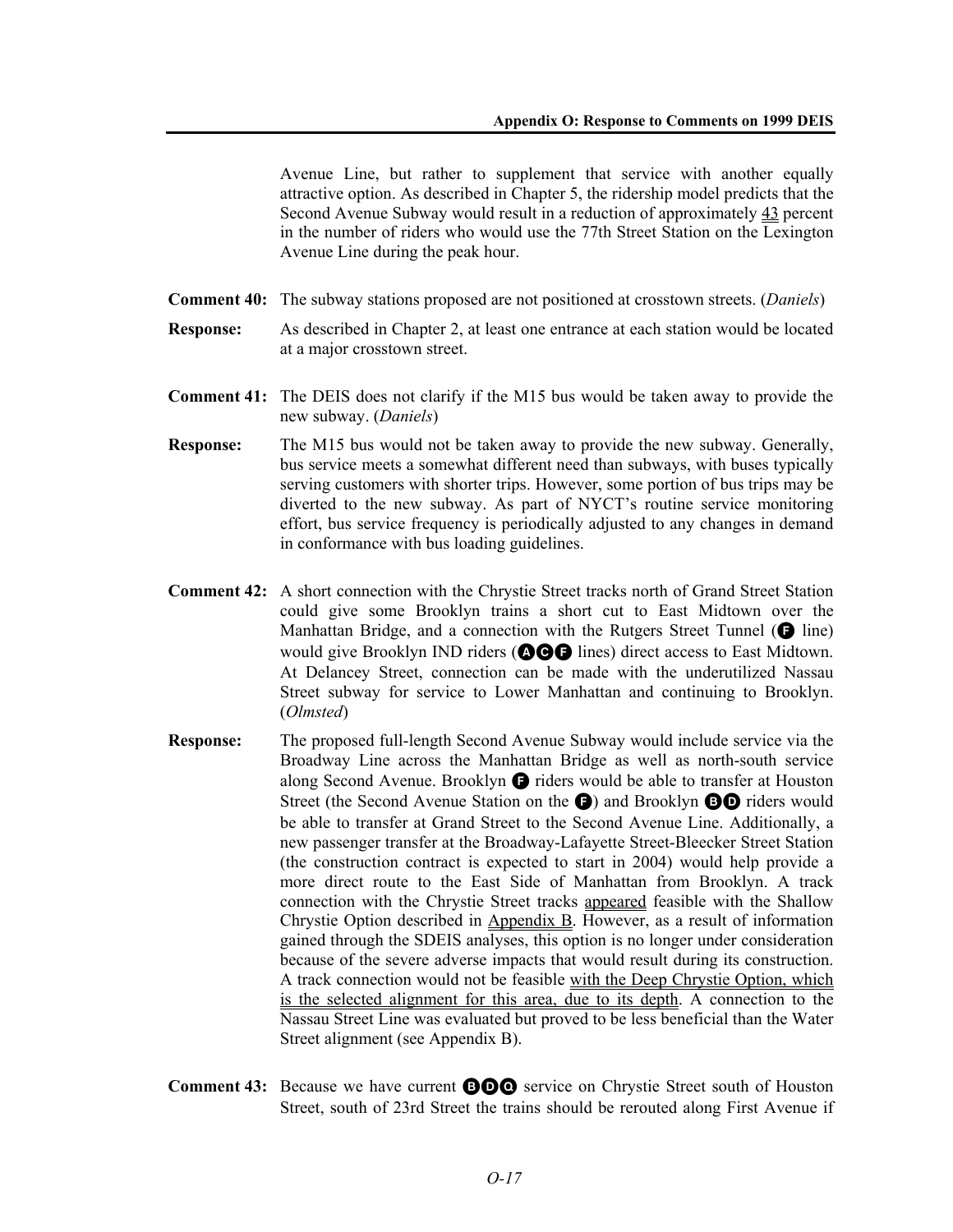Avenue Line, but rather to supplement that service with another equally attractive option. As described in Chapter 5, the ridership model predicts that the Second Avenue Subway would result in a reduction of approximately 43 percent in the number of riders who would use the 77th Street Station on the Lexington Avenue Line during the peak hour.

**Comment 40:** The subway stations proposed are not positioned at crosstown streets. (*Daniels*)

**Response:** As described in Chapter 2, at least one entrance at each station would be located at a major crosstown street.

**Comment 41:** The DEIS does not clarify if the M15 bus would be taken away to provide the new subway. (*Daniels*)

**Response:** The M15 bus would not be taken away to provide the new subway. Generally, bus service meets a somewhat different need than subways, with buses typically serving customers with shorter trips. However, some portion of bus trips may be diverted to the new subway. As part of NYCT's routine service monitoring effort, bus service frequency is periodically adjusted to any changes in demand in conformance with bus loading guidelines.

**Comment 42:** A short connection with the Chrystie Street tracks north of Grand Street Station could give some Brooklyn trains a short cut to East Midtown over the Manhattan Bridge, and a connection with the Rutgers Street Tunnel (F line) would give Brooklyn IND riders (A C F lines) direct access to East Midtown. At Delancey Street, connection can be made with the underutilized Nassau Street subway for service to Lower Manhattan and continuing to Brooklyn. (*Olmsted*)

**Response:** The proposed full-length Second Avenue Subway would include service via the Broadway Line across the Manhattan Bridge as well as north-south service along Second Avenue. Brooklyn F riders would be able to transfer at Houston Street (the Second Avenue Station on the F) and Brooklyn B D riders would be able to transfer at Grand Street to the Second Avenue Line. Additionally, a new passenger transfer at the Broadway-Lafayette Street-Bleecker Street Station (the construction contract is expected to start in 2004) would help provide a more direct route to the East Side of Manhattan from Brooklyn. A track connection with the Chrystie Street tracks appeared feasible with the Shallow Chrystie Option described in Appendix B. However, as a result of information gained through the SDEIS analyses, this option is no longer under consideration because of the severe adverse impacts that would result during its construction. A track connection would not be feasible with the Deep Chrystie Option, which is the selected alignment for this area, due to its depth. A connection to the Nassau Street Line was evaluated but proved to be less beneficial than the Water Street alignment (see Appendix B).

**Comment 43:** Because we have current B D Q service on Chrystie Street south of Houston Street, south of 23rd Street the trains should be rerouted along First Avenue if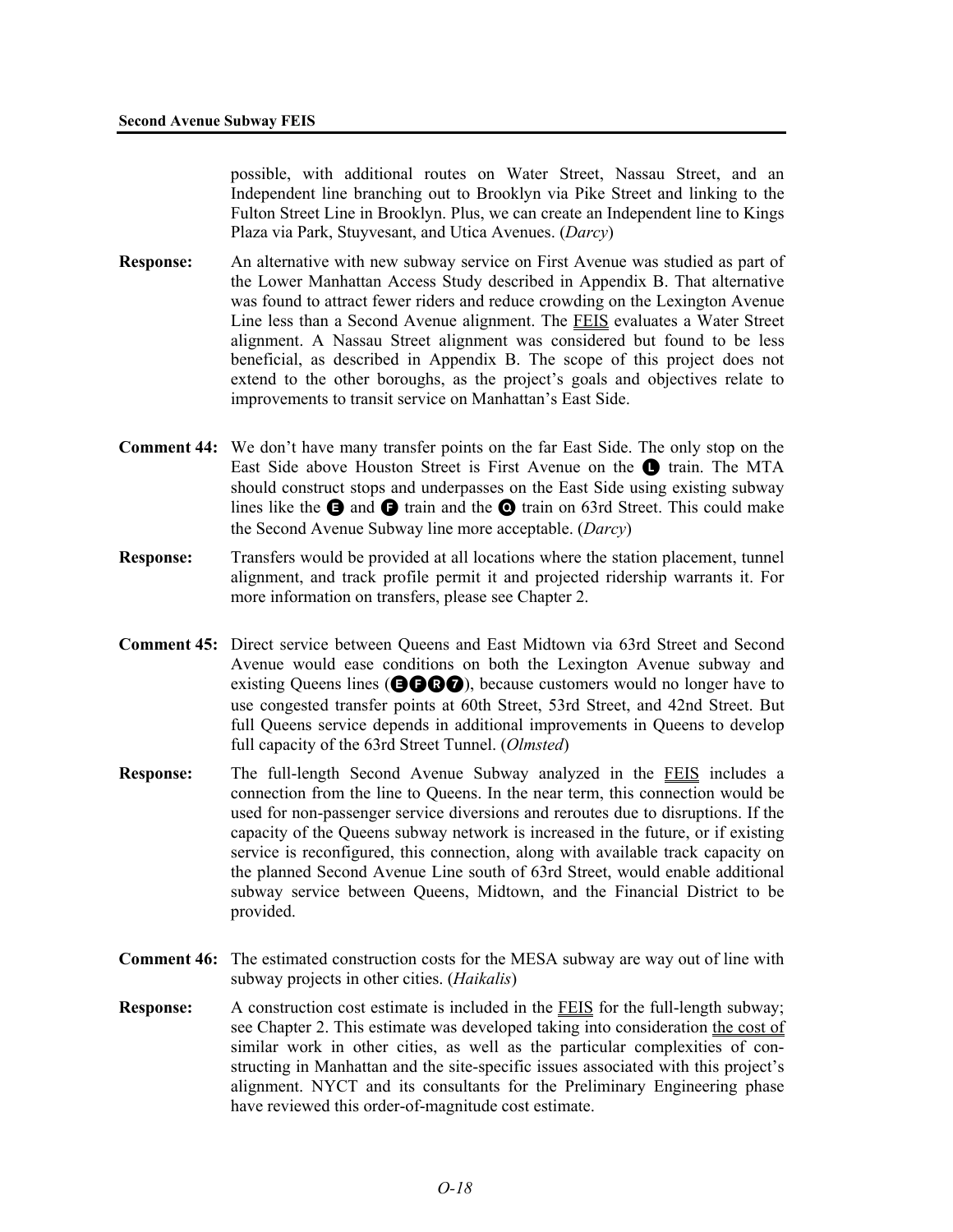possible, with additional routes on Water Street, Nassau Street, and an Independent line branching out to Brooklyn via Pike Street and linking to the Fulton Street Line in Brooklyn. Plus, we can create an Independent line to Kings Plaza via Park, Stuyvesant, and Utica Avenues. (*Darcy*)

**Response:** An alternative with new subway service on First Avenue was studied as part of the Lower Manhattan Access Study described in Appendix B. That alternative was found to attract fewer riders and reduce crowding on the Lexington Avenue Line less than a Second Avenue alignment. The FEIS evaluates a Water Street alignment. A Nassau Street alignment was considered but found to be less beneficial, as described in Appendix B. The scope of this project does not extend to the other boroughs, as the project's goals and objectives relate to improvements to transit service on Manhattan's East Side.

**Comment 44:** We don't have many transfer points on the far East Side. The only stop on the East Side above Houston Street is First Avenue on the L train. The MTA should construct stops and underpasses on the East Side using existing subway lines like the E and F train and the Q train on 63rd Street. This could make the Second Avenue Subway line more acceptable. (*Darcy*)

**Response:** Transfers would be provided at all locations where the station placement, tunnel alignment, and track profile permit it and projected ridership warrants it. For more information on transfers, please see Chapter 2.

**Comment 45:** Direct service between Queens and East Midtown via 63rd Street and Second Avenue would ease conditions on both the Lexington Avenue subway and existing Queens lines (E F R 7), because customers would no longer have to use congested transfer points at 60th Street, 53rd Street, and 42nd Street. But full Queens service depends in additional improvements in Queens to develop full capacity of the 63rd Street Tunnel. (*Olmsted*)

**Response:** The full-length Second Avenue Subway analyzed in the FEIS includes a connection from the line to Queens. In the near term, this connection would be used for non-passenger service diversions and reroutes due to disruptions. If the capacity of the Queens subway network is increased in the future, or if existing service is reconfigured, this connection, along with available track capacity on the planned Second Avenue Line south of 63rd Street, would enable additional subway service between Queens, Midtown, and the Financial District to be provided.

**Comment 46:** The estimated construction costs for the MESA subway are way out of line with subway projects in other cities. (*Haikalis*)

**Response:** A construction cost estimate is included in the FEIS for the full-length subway; see Chapter 2. This estimate was developed taking into consideration the cost of similar work in other cities, as well as the particular complexities of constructing in Manhattan and the site-specific issues associated with this project's alignment. NYCT and its consultants for the Preliminary Engineering phase have reviewed this order-of-magnitude cost estimate.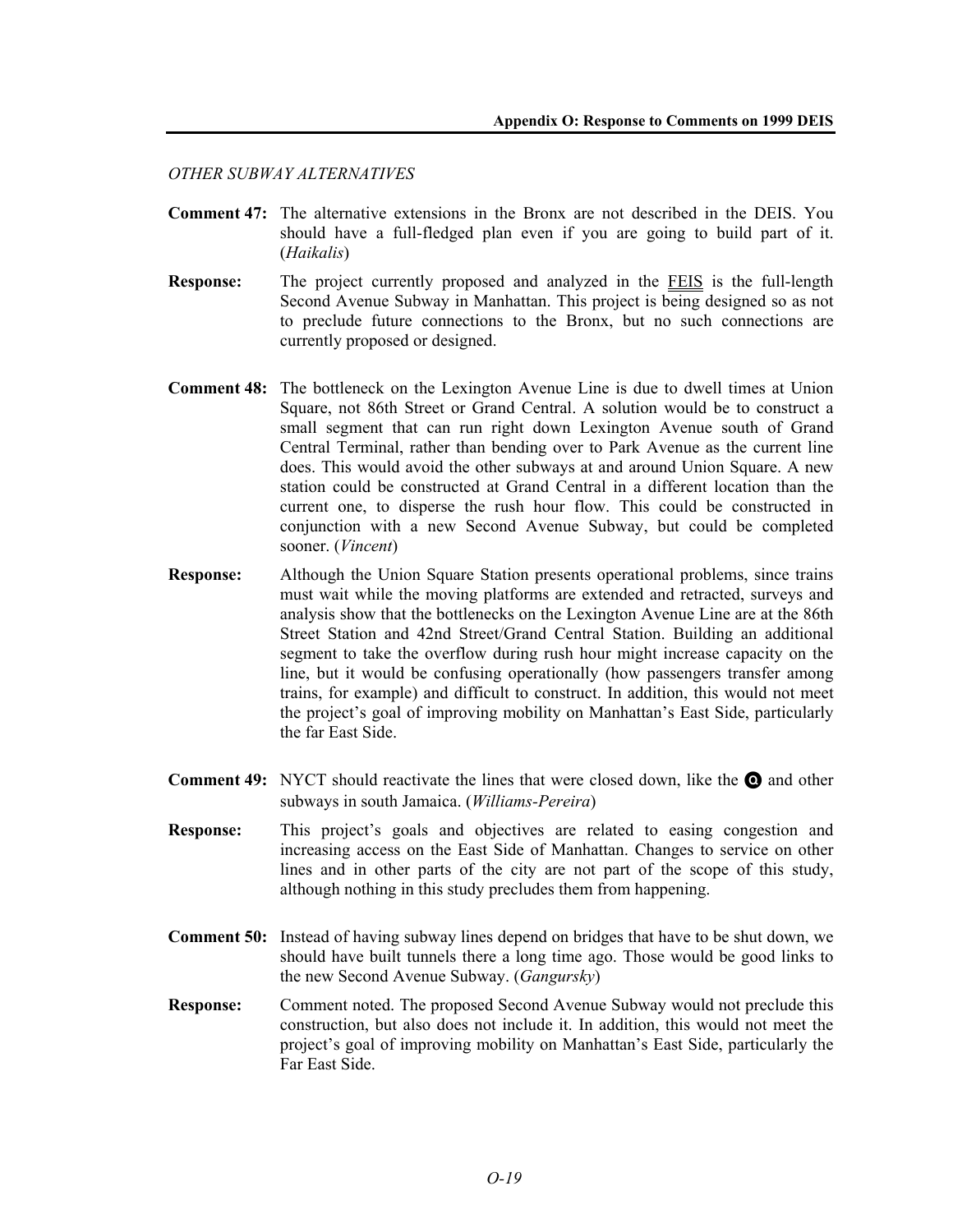*OTHER SUBWAY ALTERNATIVES*

**Comment 47:** The alternative extensions in the Bronx are not described in the DEIS. You should have a full-fledged plan even if you are going to build part of it. (*Haikalis*)

**Response:** The project currently proposed and analyzed in the FEIS is the full-length Second Avenue Subway in Manhattan. This project is being designed so as not to preclude future connections to the Bronx, but no such connections are currently proposed or designed.

**Comment 48:** The bottleneck on the Lexington Avenue Line is due to dwell times at Union Square, not 86th Street or Grand Central. A solution would be to construct a small segment that can run right down Lexington Avenue south of Grand Central Terminal, rather than bending over to Park Avenue as the current line does. This would avoid the other subways at and around Union Square. A new station could be constructed at Grand Central in a different location than the current one, to disperse the rush hour flow. This could be constructed in conjunction with a new Second Avenue Subway, but could be completed sooner. (*Vincent*)

**Response:** Although the Union Square Station presents operational problems, since trains must wait while the moving platforms are extended and retracted, surveys and analysis show that the bottlenecks on the Lexington Avenue Line are at the 86th Street Station and 42nd Street/Grand Central Station. Building an additional segment to take the overflow during rush hour might increase capacity on the line, but it would be confusing operationally (how passengers transfer among trains, for example) and difficult to construct. In addition, this would not meet the project's goal of improving mobility on Manhattan's East Side, particularly the far East Side.

**Comment 49:** NYCT should reactivate the lines that were closed down, like the Q and other subways in south Jamaica. (*Williams-Pereira*)

**Response:** This project's goals and objectives are related to easing congestion and increasing access on the East Side of Manhattan. Changes to service on other lines and in other parts of the city are not part of the scope of this study, although nothing in this study precludes them from happening.

**Comment 50:** Instead of having subway lines depend on bridges that have to be shut down, we should have built tunnels there a long time ago. Those would be good links to the new Second Avenue Subway. (*Gangursky*)

**Response:** Comment noted. The proposed Second Avenue Subway would not preclude this construction, but also does not include it. In addition, this would not meet the project's goal of improving mobility on Manhattan's East Side, particularly the Far East Side.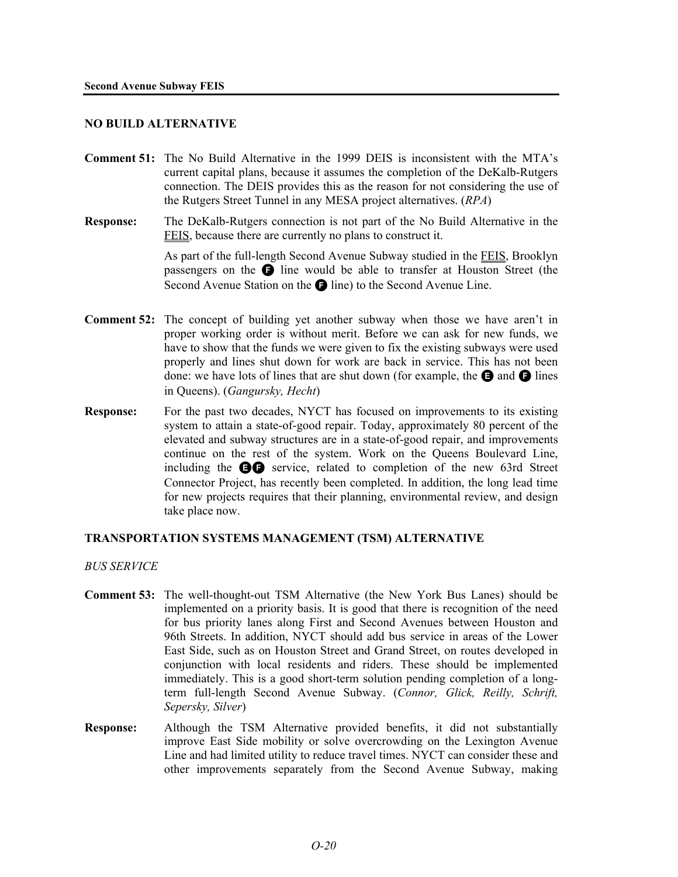## NO BUILD ALTERNATIVE

**Comment 51:** The No Build Alternative in the 1999 DEIS is inconsistent with the MTA's current capital plans, because it assumes the completion of the DeKalb-Rutgers connection. The DEIS provides this as the reason for not considering the use of the Rutgers Street Tunnel in any MESA project alternatives. (*RPA*)

**Response:** The DeKalb-Rutgers connection is not part of the No Build Alternative in the FEIS, because there are currently no plans to construct it.

As part of the full-length Second Avenue Subway studied in the FEIS, Brooklyn passengers on the F line would be able to transfer at Houston Street (the Second Avenue Station on the F line) to the Second Avenue Line.

**Comment 52:** The concept of building yet another subway when those we have aren't in proper working order is without merit. Before we can ask for new funds, we have to show that the funds we were given to fix the existing subways were used properly and lines shut down for work are back in service. This has not been done: we have lots of lines that are shut down (for example, the E and F lines in Queens). (*Gangursky, Hecht*)

**Response:** For the past two decades, NYCT has focused on improvements to its existing system to attain a state-of-good repair. Today, approximately 80 percent of the elevated and subway structures are in a state-of-good repair, and improvements continue on the rest of the system. Work on the Queens Boulevard Line, including the EF service, related to completion of the new 63rd Street Connector Project, has recently been completed. In addition, the long lead time for new projects requires that their planning, environmental review, and design take place now.

## TRANSPORTATION SYSTEMS MANAGEMENT (TSM) ALTERNATIVE

*BUS SERVICE*

**Comment 53:** The well-thought-out TSM Alternative (the New York Bus Lanes) should be implemented on a priority basis. It is good that there is recognition of the need for bus priority lanes along First and Second Avenues between Houston and 96th Streets. In addition, NYCT should add bus service in areas of the Lower East Side, such as on Houston Street and Grand Street, on routes developed in conjunction with local residents and riders. These should be implemented immediately. This is a good short-term solution pending completion of a long-term full-length Second Avenue Subway. (*Connor, Glick, Reilly, Schrift, Sepersky, Silver*)

**Response:** Although the TSM Alternative provided benefits, it did not substantially improve East Side mobility or solve overcrowding on the Lexington Avenue Line and had limited utility to reduce travel times. NYCT can consider these and other improvements separately from the Second Avenue Subway, making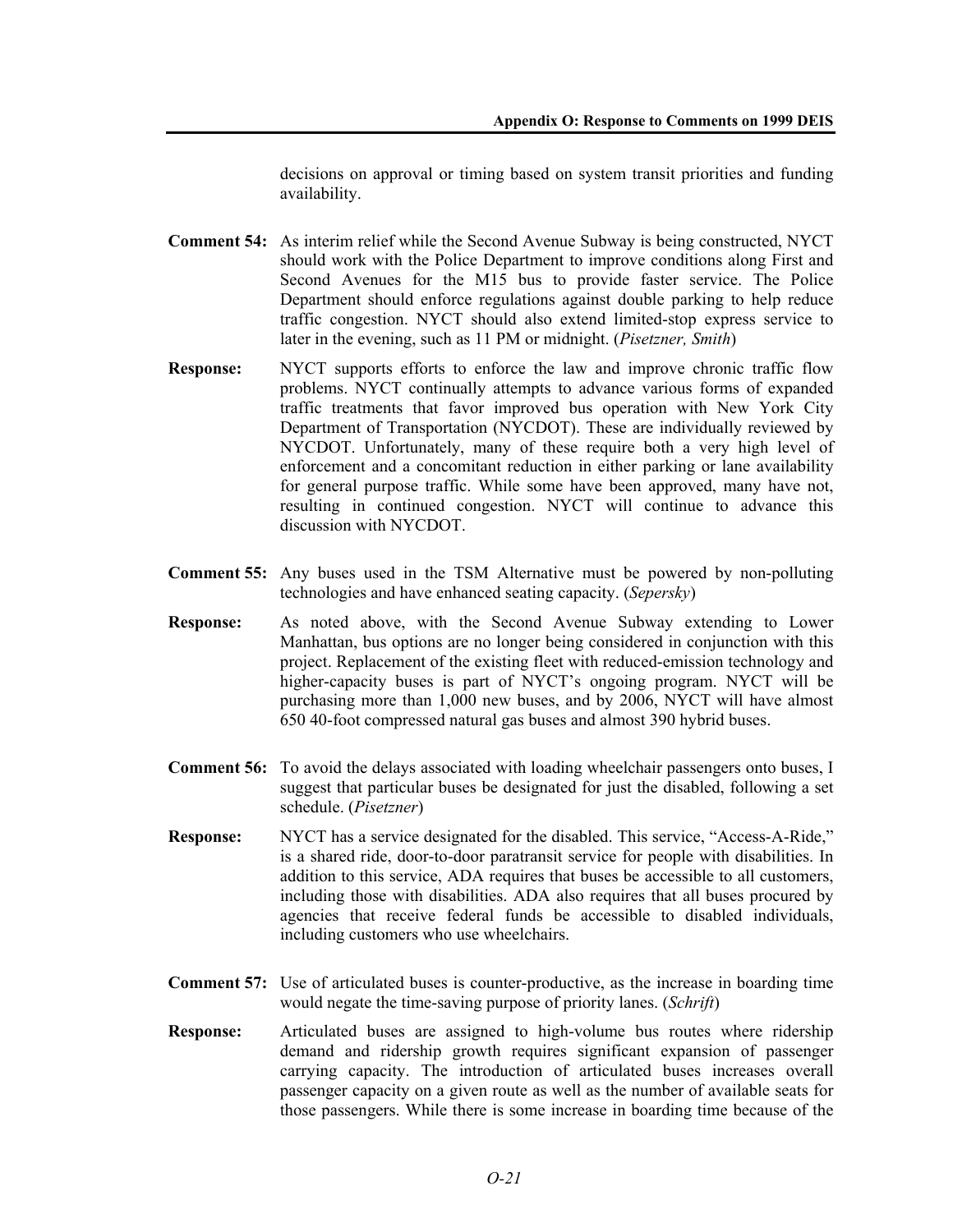decisions on approval or timing based on system transit priorities and funding availability.

**Comment 54:** As interim relief while the Second Avenue Subway is being constructed, NYCT should work with the Police Department to improve conditions along First and Second Avenues for the M15 bus to provide faster service. The Police Department should enforce regulations against double parking to help reduce traffic congestion. NYCT should also extend limited-stop express service to later in the evening, such as 11 PM or midnight. (*Pisetzner, Smith*)

**Response:** NYCT supports efforts to enforce the law and improve chronic traffic flow problems. NYCT continually attempts to advance various forms of expanded traffic treatments that favor improved bus operation with New York City Department of Transportation (NYCDOT). These are individually reviewed by NYCDOT. Unfortunately, many of these require both a very high level of enforcement and a concomitant reduction in either parking or lane availability for general purpose traffic. While some have been approved, many have not, resulting in continued congestion. NYCT will continue to advance this discussion with NYCDOT.

**Comment 55:** Any buses used in the TSM Alternative must be powered by non-polluting technologies and have enhanced seating capacity. (*Sepersky*)

**Response:** As noted above, with the Second Avenue Subway extending to Lower Manhattan, bus options are no longer being considered in conjunction with this project. Replacement of the existing fleet with reduced-emission technology and higher-capacity buses is part of NYCT's ongoing program. NYCT will be purchasing more than 1,000 new buses, and by 2006, NYCT will have almost 650 40-foot compressed natural gas buses and almost 390 hybrid buses.

**Comment 56:** To avoid the delays associated with loading wheelchair passengers onto buses, I suggest that particular buses be designated for just the disabled, following a set schedule. (*Pisetzner*)

**Response:** NYCT has a service designated for the disabled. This service, "Access-A-Ride," is a shared ride, door-to-door paratransit service for people with disabilities. In addition to this service, ADA requires that buses be accessible to all customers, including those with disabilities. ADA also requires that all buses procured by agencies that receive federal funds be accessible to disabled individuals, including customers who use wheelchairs.

**Comment 57:** Use of articulated buses is counter-productive, as the increase in boarding time would negate the time-saving purpose of priority lanes. (*Schrift*)

**Response:** Articulated buses are assigned to high-volume bus routes where ridership demand and ridership growth requires significant expansion of passenger carrying capacity. The introduction of articulated buses increases overall passenger capacity on a given route as well as the number of available seats for those passengers. While there is some increase in boarding time because of the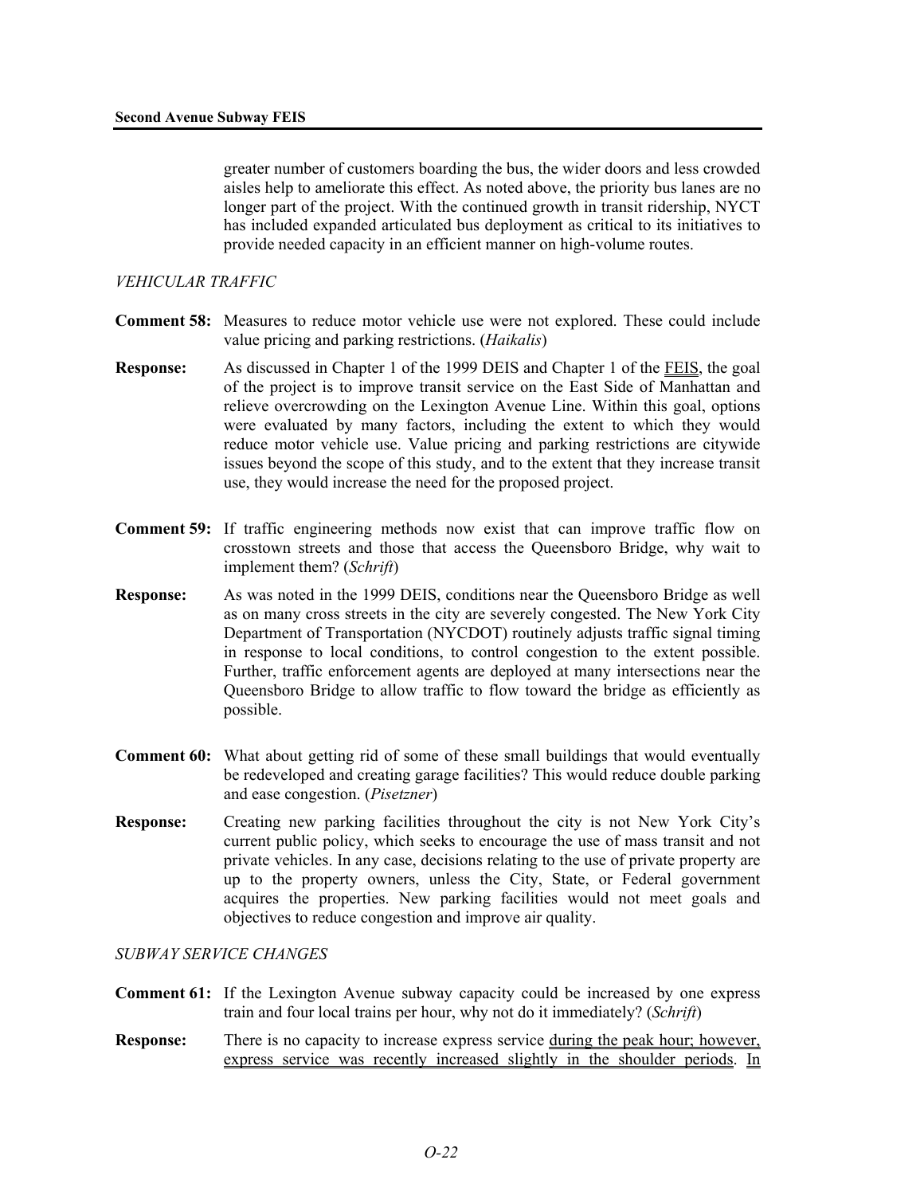greater number of customers boarding the bus, the wider doors and less crowded aisles help to ameliorate this effect. As noted above, the priority bus lanes are no longer part of the project. With the continued growth in transit ridership, NYCT has included expanded articulated bus deployment as critical to its initiatives to provide needed capacity in an efficient manner on high-volume routes.

*VEHICULAR TRAFFIC*

**Comment 58:** Measures to reduce motor vehicle use were not explored. These could include value pricing and parking restrictions. (*Haikalis*)

**Response:** As discussed in Chapter 1 of the 1999 DEIS and Chapter 1 of the FEIS, the goal of the project is to improve transit service on the East Side of Manhattan and relieve overcrowding on the Lexington Avenue Line. Within this goal, options were evaluated by many factors, including the extent to which they would reduce motor vehicle use. Value pricing and parking restrictions are citywide issues beyond the scope of this study, and to the extent that they increase transit use, they would increase the need for the proposed project.

**Comment 59:** If traffic engineering methods now exist that can improve traffic flow on crosstown streets and those that access the Queensboro Bridge, why wait to implement them? (*Schrift*)

**Response:** As was noted in the 1999 DEIS, conditions near the Queensboro Bridge as well as on many cross streets in the city are severely congested. The New York City Department of Transportation (NYCDOT) routinely adjusts traffic signal timing in response to local conditions, to control congestion to the extent possible. Further, traffic enforcement agents are deployed at many intersections near the Queensboro Bridge to allow traffic to flow toward the bridge as efficiently as possible.

**Comment 60:** What about getting rid of some of these small buildings that would eventually be redeveloped and creating garage facilities? This would reduce double parking and ease congestion. (*Pisetzner*)

**Response:** Creating new parking facilities throughout the city is not New York City's current public policy, which seeks to encourage the use of mass transit and not private vehicles. In any case, decisions relating to the use of private property are up to the property owners, unless the City, State, or Federal government acquires the properties. New parking facilities would not meet goals and objectives to reduce congestion and improve air quality.

*SUBWAY SERVICE CHANGES*

**Comment 61:** If the Lexington Avenue subway capacity could be increased by one express train and four local trains per hour, why not do it immediately? (*Schrift*)

**Response:** There is no capacity to increase express service during the peak hour; however, express service was recently increased slightly in the shoulder periods. In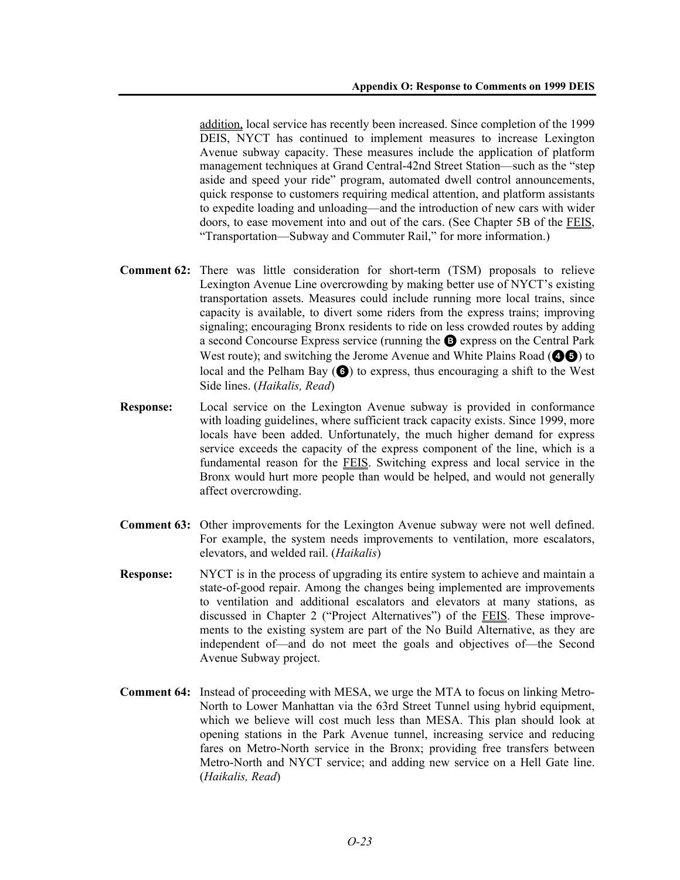addition, local service has recently been increased. Since completion of the 1999 DEIS, NYCT has continued to implement measures to increase Lexington Avenue subway capacity. These measures include the application of platform management techniques at Grand Central-42nd Street Station—such as the "step aside and speed your ride" program, automated dwell control announcements, quick response to customers requiring medical attention, and platform assistants to expedite loading and unloading—and the introduction of new cars with wider doors, to ease movement into and out of the cars. (See Chapter 5B of the FEIS, "Transportation—Subway and Commuter Rail," for more information.)

**Comment 62:** There was little consideration for short-term (TSM) proposals to relieve Lexington Avenue Line overcrowding by making better use of NYCT's existing transportation assets. Measures could include running more local trains, since capacity is available, to divert some riders from the express trains; improving signaling; encouraging Bronx residents to ride on less crowded routes by adding a second Concourse Express service (running the B express on the Central Park West route); and switching the Jerome Avenue and White Plains Road (4 5) to local and the Pelham Bay (6) to express, thus encouraging a shift to the West Side lines. (*Haikalis, Read*)

**Response:** Local service on the Lexington Avenue subway is provided in conformance with loading guidelines, where sufficient track capacity exists. Since 1999, more locals have been added. Unfortunately, the much higher demand for express service exceeds the capacity of the express component of the line, which is a fundamental reason for the FEIS. Switching express and local service in the Bronx would hurt more people than would be helped, and would not generally affect overcrowding.

**Comment 63:** Other improvements for the Lexington Avenue subway were not well defined. For example, the system needs improvements to ventilation, more escalators, elevators, and welded rail. (*Haikalis*)

**Response:** NYCT is in the process of upgrading its entire system to achieve and maintain a state-of-good repair. Among the changes being implemented are improvements to ventilation and additional escalators and elevators at many stations, as discussed in Chapter 2 ("Project Alternatives") of the FEIS. These improvements to the existing system are part of the No Build Alternative, as they are independent of—and do not meet the goals and objectives of—the Second Avenue Subway project.

**Comment 64:** Instead of proceeding with MESA, we urge the MTA to focus on linking Metro-North to Lower Manhattan via the 63rd Street Tunnel using hybrid equipment, which we believe will cost much less than MESA. This plan should look at opening stations in the Park Avenue tunnel, increasing service and reducing fares on Metro-North service in the Bronx; providing free transfers between Metro-North and NYCT service; and adding new service on a Hell Gate line. (*Haikalis, Read*)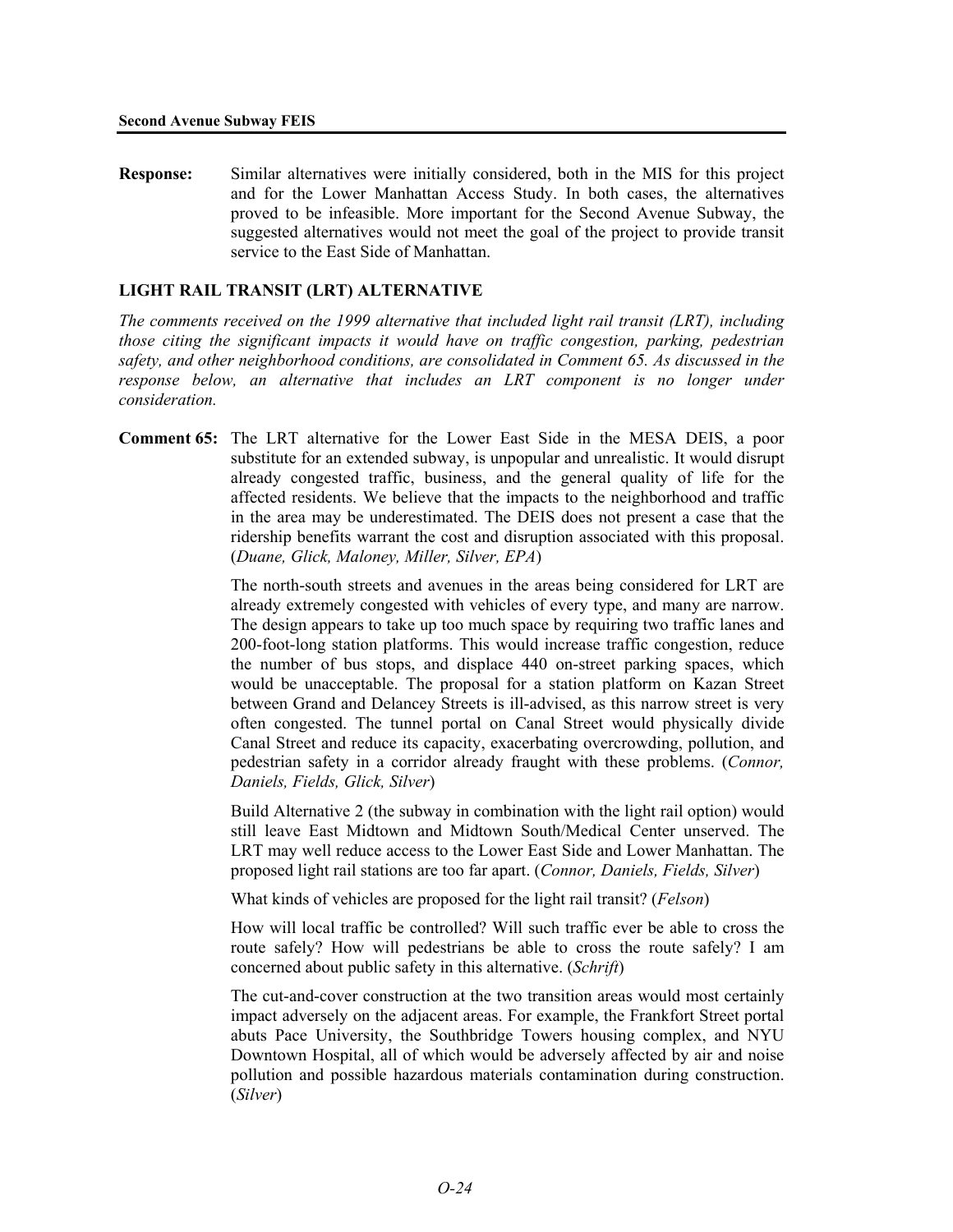**Response:** Similar alternatives were initially considered, both in the MIS for this project and for the Lower Manhattan Access Study. In both cases, the alternatives proved to be infeasible. More important for the Second Avenue Subway, the suggested alternatives would not meet the goal of the project to provide transit service to the East Side of Manhattan.

## LIGHT RAIL TRANSIT (LRT) ALTERNATIVE

*The comments received on the 1999 alternative that included light rail transit (LRT), including those citing the significant impacts it would have on traffic congestion, parking, pedestrian safety, and other neighborhood conditions, are consolidated in Comment 65. As discussed in the response below, an alternative that includes an LRT component is no longer under consideration.*

**Comment 65:** The LRT alternative for the Lower East Side in the MESA DEIS, a poor substitute for an extended subway, is unpopular and unrealistic. It would disrupt already congested traffic, business, and the general quality of life for the affected residents. We believe that the impacts to the neighborhood and traffic in the area may be underestimated. The DEIS does not present a case that the ridership benefits warrant the cost and disruption associated with this proposal. (*Duane, Glick, Maloney, Miller, Silver, EPA*)

The north-south streets and avenues in the areas being considered for LRT are already extremely congested with vehicles of every type, and many are narrow. The design appears to take up too much space by requiring two traffic lanes and 200-foot-long station platforms. This would increase traffic congestion, reduce the number of bus stops, and displace 440 on-street parking spaces, which would be unacceptable. The proposal for a station platform on Kazan Street between Grand and Delancey Streets is ill-advised, as this narrow street is very often congested. The tunnel portal on Canal Street would physically divide Canal Street and reduce its capacity, exacerbating overcrowding, pollution, and pedestrian safety in a corridor already fraught with these problems. (*Connor, Daniels, Fields, Glick, Silver*)

Build Alternative 2 (the subway in combination with the light rail option) would still leave East Midtown and Midtown South/Medical Center unserved. The LRT may well reduce access to the Lower East Side and Lower Manhattan. The proposed light rail stations are too far apart. (*Connor, Daniels, Fields, Silver*)

What kinds of vehicles are proposed for the light rail transit? (*Felson*)

How will local traffic be controlled? Will such traffic ever be able to cross the route safely? How will pedestrians be able to cross the route safely? I am concerned about public safety in this alternative. (*Schrift*)

The cut-and-cover construction at the two transition areas would most certainly impact adversely on the adjacent areas. For example, the Frankfort Street portal abuts Pace University, the Southbridge Towers housing complex, and NYU Downtown Hospital, all of which would be adversely affected by air and noise pollution and possible hazardous materials contamination during construction. (*Silver*)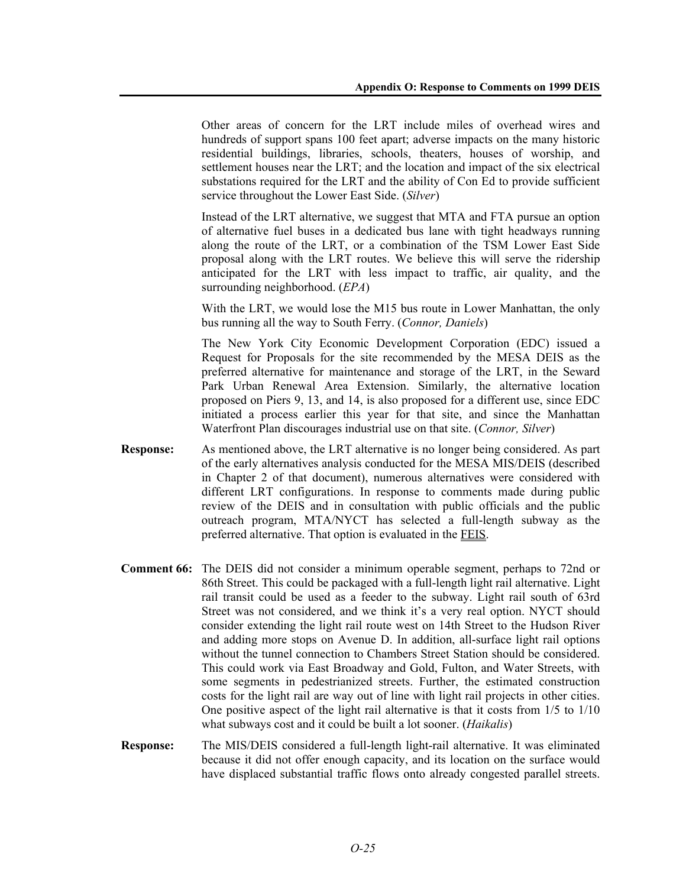Other areas of concern for the LRT include miles of overhead wires and hundreds of support spans 100 feet apart; adverse impacts on the many historic residential buildings, libraries, schools, theaters, houses of worship, and settlement houses near the LRT; and the location and impact of the six electrical substations required for the LRT and the ability of Con Ed to provide sufficient service throughout the Lower East Side. (*Silver*)

Instead of the LRT alternative, we suggest that MTA and FTA pursue an option of alternative fuel buses in a dedicated bus lane with tight headways running along the route of the LRT, or a combination of the TSM Lower East Side proposal along with the LRT routes. We believe this will serve the ridership anticipated for the LRT with less impact to traffic, air quality, and the surrounding neighborhood. (*EPA*)

With the LRT, we would lose the M15 bus route in Lower Manhattan, the only bus running all the way to South Ferry. (*Connor, Daniels*)

The New York City Economic Development Corporation (EDC) issued a Request for Proposals for the site recommended by the MESA DEIS as the preferred alternative for maintenance and storage of the LRT, in the Seward Park Urban Renewal Area Extension. Similarly, the alternative location proposed on Piers 9, 13, and 14, is also proposed for a different use, since EDC initiated a process earlier this year for that site, and since the Manhattan Waterfront Plan discourages industrial use on that site. (*Connor, Silver*)

**Response:** As mentioned above, the LRT alternative is no longer being considered. As part of the early alternatives analysis conducted for the MESA MIS/DEIS (described in Chapter 2 of that document), numerous alternatives were considered with different LRT configurations. In response to comments made during public review of the DEIS and in consultation with public officials and the public outreach program, MTA/NYCT has selected a full-length subway as the preferred alternative. That option is evaluated in the FEIS.

**Comment 66:** The DEIS did not consider a minimum operable segment, perhaps to 72nd or 86th Street. This could be packaged with a full-length light rail alternative. Light rail transit could be used as a feeder to the subway. Light rail south of 63rd Street was not considered, and we think it's a very real option. NYCT should consider extending the light rail route west on 14th Street to the Hudson River and adding more stops on Avenue D. In addition, all-surface light rail options without the tunnel connection to Chambers Street Station should be considered. This could work via East Broadway and Gold, Fulton, and Water Streets, with some segments in pedestrianized streets. Further, the estimated construction costs for the light rail are way out of line with light rail projects in other cities. One positive aspect of the light rail alternative is that it costs from 1/5 to 1/10 what subways cost and it could be built a lot sooner. (*Haikalis*)

**Response:** The MIS/DEIS considered a full-length light-rail alternative. It was eliminated because it did not offer enough capacity, and its location on the surface would have displaced substantial traffic flows onto already congested parallel streets.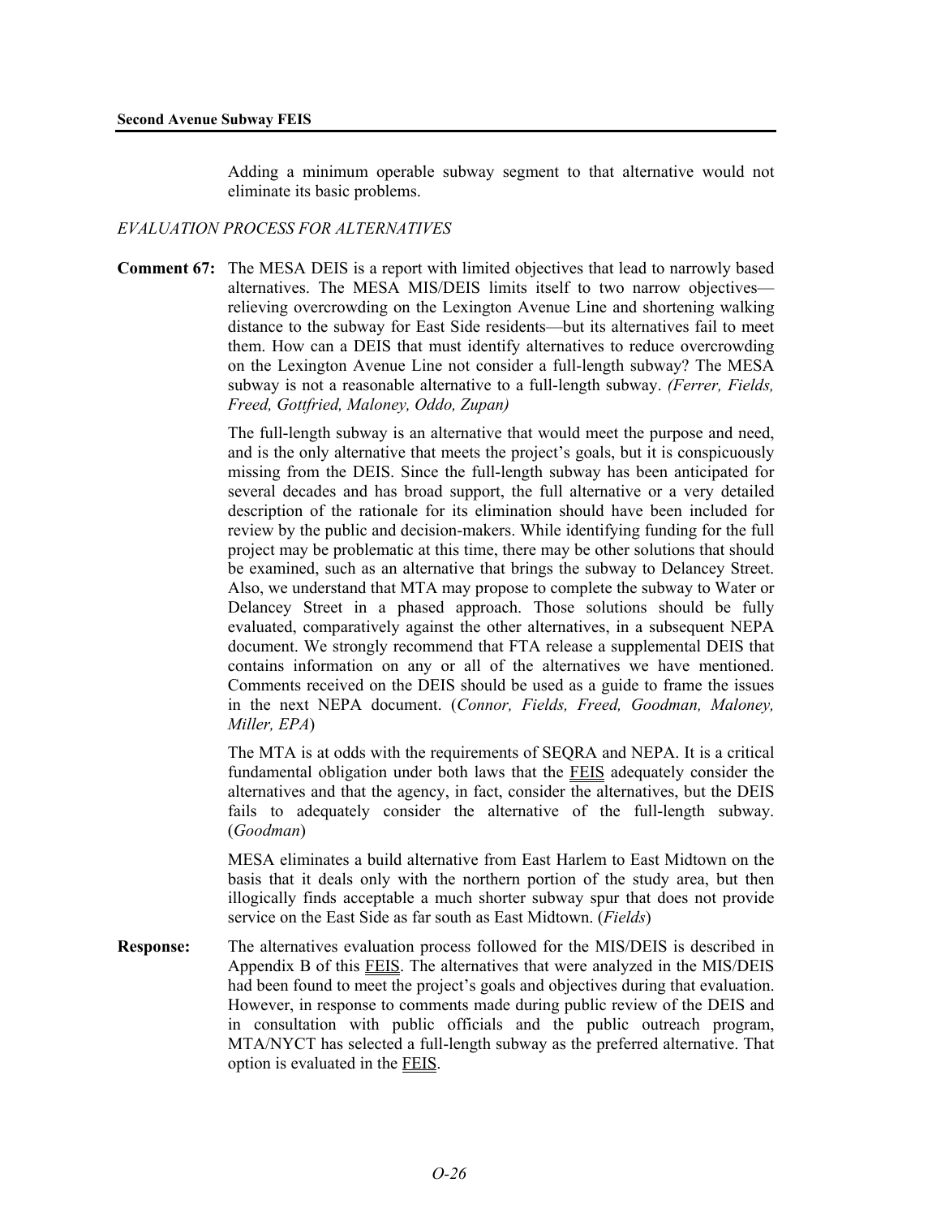Adding a minimum operable subway segment to that alternative would not eliminate its basic problems.

*EVALUATION PROCESS FOR ALTERNATIVES*

**Comment 67:** The MESA DEIS is a report with limited objectives that lead to narrowly based alternatives. The MESA MIS/DEIS limits itself to two narrow objectives—relieving overcrowding on the Lexington Avenue Line and shortening walking distance to the subway for East Side residents—but its alternatives fail to meet them. How can a DEIS that must identify alternatives to reduce overcrowding on the Lexington Avenue Line not consider a full-length subway? The MESA subway is not a reasonable alternative to a full-length subway. *(Ferrer, Fields, Freed, Gottfried, Maloney, Oddo, Zupan)*

The full-length subway is an alternative that would meet the purpose and need, and is the only alternative that meets the project's goals, but it is conspicuously missing from the DEIS. Since the full-length subway has been anticipated for several decades and has broad support, the full alternative or a very detailed description of the rationale for its elimination should have been included for review by the public and decision-makers. While identifying funding for the full project may be problematic at this time, there may be other solutions that should be examined, such as an alternative that brings the subway to Delancey Street. Also, we understand that MTA may propose to complete the subway to Water or Delancey Street in a phased approach. Those solutions should be fully evaluated, comparatively against the other alternatives, in a subsequent NEPA document. We strongly recommend that FTA release a supplemental DEIS that contains information on any or all of the alternatives we have mentioned. Comments received on the DEIS should be used as a guide to frame the issues in the next NEPA document. (*Connor, Fields, Freed, Goodman, Maloney, Miller, EPA*)

The MTA is at odds with the requirements of SEQRA and NEPA. It is a critical fundamental obligation under both laws that the FEIS adequately consider the alternatives and that the agency, in fact, consider the alternatives, but the DEIS fails to adequately consider the alternative of the full-length subway. (*Goodman*)

MESA eliminates a build alternative from East Harlem to East Midtown on the basis that it deals only with the northern portion of the study area, but then illogically finds acceptable a much shorter subway spur that does not provide service on the East Side as far south as East Midtown. (*Fields*)

**Response:** The alternatives evaluation process followed for the MIS/DEIS is described in Appendix B of this FEIS. The alternatives that were analyzed in the MIS/DEIS had been found to meet the project's goals and objectives during that evaluation. However, in response to comments made during public review of the DEIS and in consultation with public officials and the public outreach program, MTA/NYCT has selected a full-length subway as the preferred alternative. That option is evaluated in the FEIS.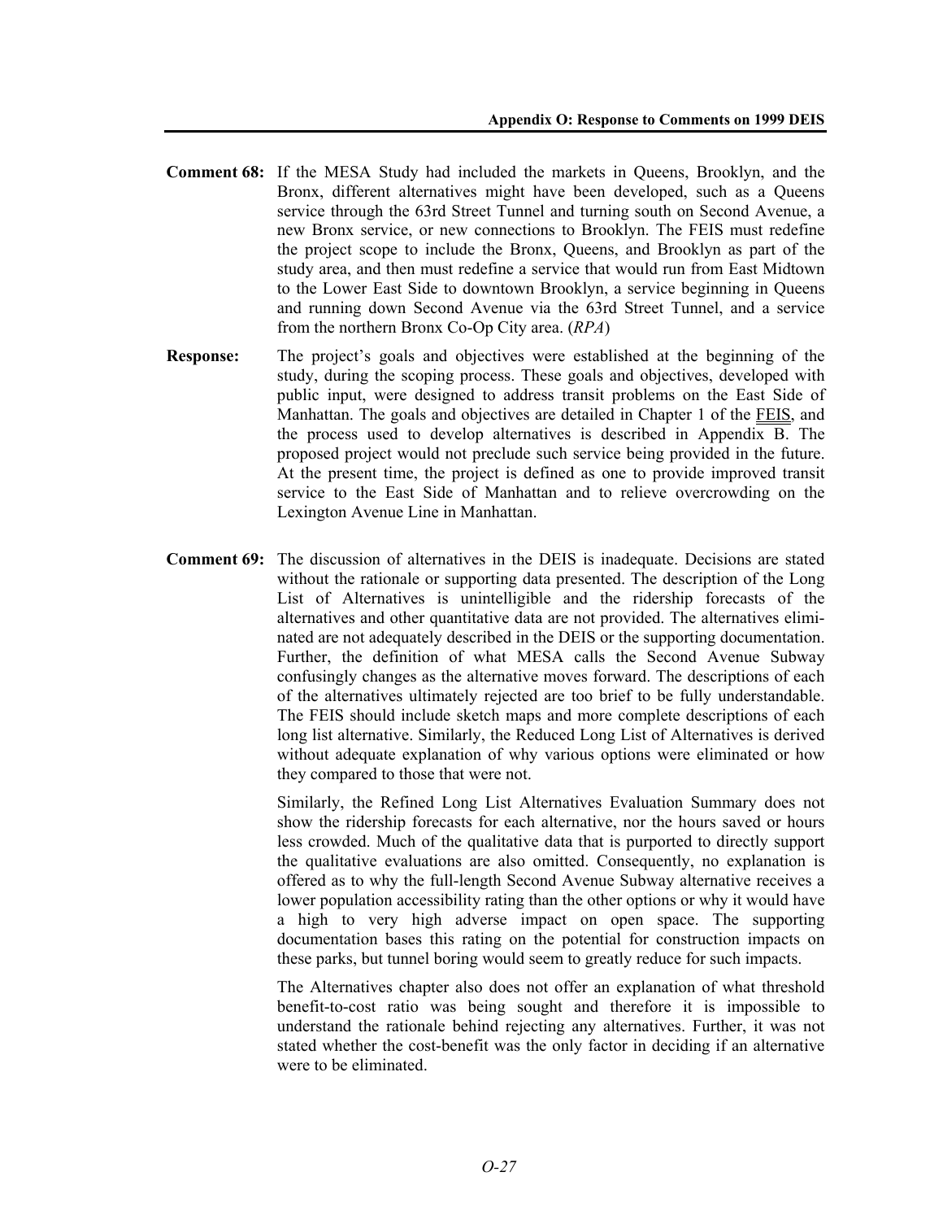**Comment 68:** If the MESA Study had included the markets in Queens, Brooklyn, and the Bronx, different alternatives might have been developed, such as a Queens service through the 63rd Street Tunnel and turning south on Second Avenue, a new Bronx service, or new connections to Brooklyn. The FEIS must redefine the project scope to include the Bronx, Queens, and Brooklyn as part of the study area, and then must redefine a service that would run from East Midtown to the Lower East Side to downtown Brooklyn, a service beginning in Queens and running down Second Avenue via the 63rd Street Tunnel, and a service from the northern Bronx Co-Op City area. (*RPA*)

**Response:** The project's goals and objectives were established at the beginning of the study, during the scoping process. These goals and objectives, developed with public input, were designed to address transit problems on the East Side of Manhattan. The goals and objectives are detailed in Chapter 1 of the FEIS, and the process used to develop alternatives is described in Appendix B. The proposed project would not preclude such service being provided in the future. At the present time, the project is defined as one to provide improved transit service to the East Side of Manhattan and to relieve overcrowding on the Lexington Avenue Line in Manhattan.

**Comment 69:** The discussion of alternatives in the DEIS is inadequate. Decisions are stated without the rationale or supporting data presented. The description of the Long List of Alternatives is unintelligible and the ridership forecasts of the alternatives and other quantitative data are not provided. The alternatives eliminated are not adequately described in the DEIS or the supporting documentation. Further, the definition of what MESA calls the Second Avenue Subway confusingly changes as the alternative moves forward. The descriptions of each of the alternatives ultimately rejected are too brief to be fully understandable. The FEIS should include sketch maps and more complete descriptions of each long list alternative. Similarly, the Reduced Long List of Alternatives is derived without adequate explanation of why various options were eliminated or how they compared to those that were not.

Similarly, the Refined Long List Alternatives Evaluation Summary does not show the ridership forecasts for each alternative, nor the hours saved or hours less crowded. Much of the qualitative data that is purported to directly support the qualitative evaluations are also omitted. Consequently, no explanation is offered as to why the full-length Second Avenue Subway alternative receives a lower population accessibility rating than the other options or why it would have a high to very high adverse impact on open space. The supporting documentation bases this rating on the potential for construction impacts on these parks, but tunnel boring would seem to greatly reduce for such impacts.

The Alternatives chapter also does not offer an explanation of what threshold benefit-to-cost ratio was being sought and therefore it is impossible to understand the rationale behind rejecting any alternatives. Further, it was not stated whether the cost-benefit was the only factor in deciding if an alternative were to be eliminated.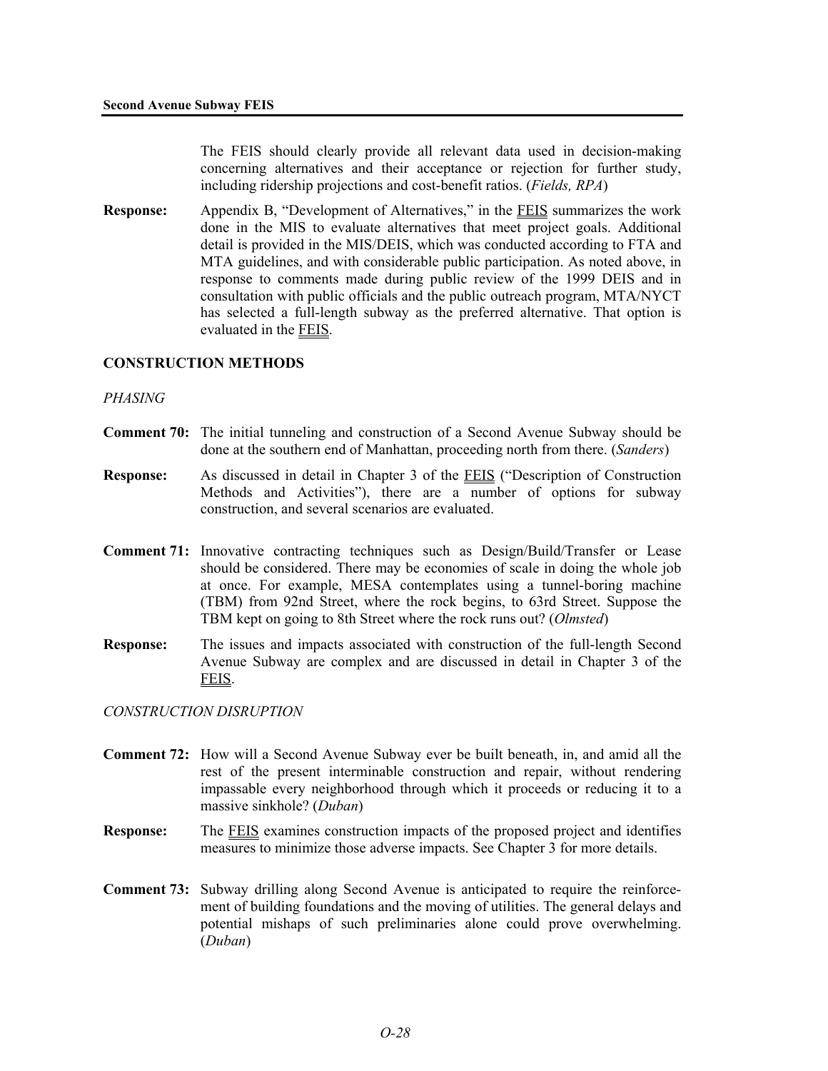The FEIS should clearly provide all relevant data used in decision-making concerning alternatives and their acceptance or rejection for further study, including ridership projections and cost-benefit ratios. (*Fields, RPA*)

**Response:** Appendix B, "Development of Alternatives," in the FEIS summarizes the work done in the MIS to evaluate alternatives that meet project goals. Additional detail is provided in the MIS/DEIS, which was conducted according to FTA and MTA guidelines, and with considerable public participation. As noted above, in response to comments made during public review of the 1999 DEIS and in consultation with public officials and the public outreach program, MTA/NYCT has selected a full-length subway as the preferred alternative. That option is evaluated in the FEIS.

## CONSTRUCTION METHODS

### *PHASING*

**Comment 70:** The initial tunneling and construction of a Second Avenue Subway should be done at the southern end of Manhattan, proceeding north from there. (*Sanders*)

**Response:** As discussed in detail in Chapter 3 of the FEIS ("Description of Construction Methods and Activities"), there are a number of options for subway construction, and several scenarios are evaluated.

**Comment 71:** Innovative contracting techniques such as Design/Build/Transfer or Lease should be considered. There may be economies of scale in doing the whole job at once. For example, MESA contemplates using a tunnel-boring machine (TBM) from 92nd Street, where the rock begins, to 63rd Street. Suppose the TBM kept on going to 8th Street where the rock runs out? (*Olmsted*)

**Response:** The issues and impacts associated with construction of the full-length Second Avenue Subway are complex and are discussed in detail in Chapter 3 of the FEIS.

### *CONSTRUCTION DISRUPTION*

**Comment 72:** How will a Second Avenue Subway ever be built beneath, in, and amid all the rest of the present interminable construction and repair, without rendering impassable every neighborhood through which it proceeds or reducing it to a massive sinkhole? (*Duban*)

**Response:** The FEIS examines construction impacts of the proposed project and identifies measures to minimize those adverse impacts. See Chapter 3 for more details.

**Comment 73:** Subway drilling along Second Avenue is anticipated to require the reinforcement of building foundations and the moving of utilities. The general delays and potential mishaps of such preliminaries alone could prove overwhelming. (*Duban*)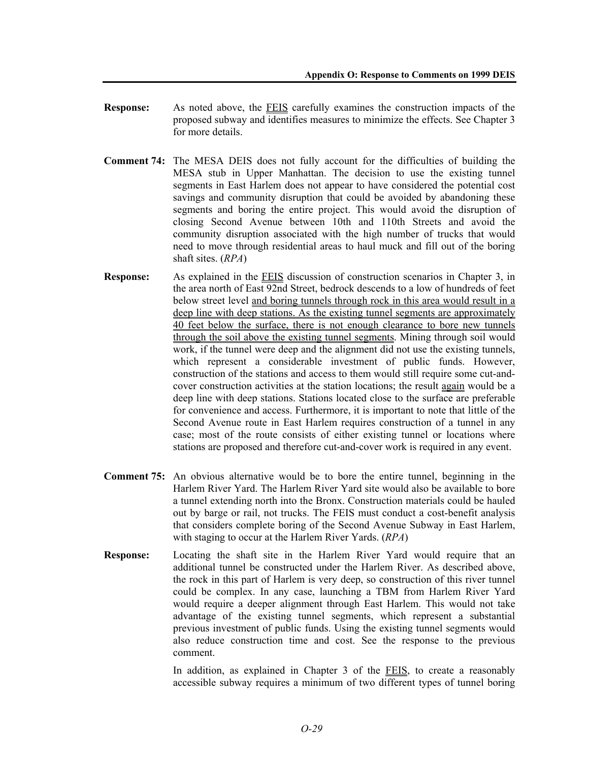**Response:** As noted above, the FEIS carefully examines the construction impacts of the proposed subway and identifies measures to minimize the effects. See Chapter 3 for more details.

**Comment 74:** The MESA DEIS does not fully account for the difficulties of building the MESA stub in Upper Manhattan. The decision to use the existing tunnel segments in East Harlem does not appear to have considered the potential cost savings and community disruption that could be avoided by abandoning these segments and boring the entire project. This would avoid the disruption of closing Second Avenue between 10th and 110th Streets and avoid the community disruption associated with the high number of trucks that would need to move through residential areas to haul muck and fill out of the boring shaft sites. (*RPA*)

**Response:** As explained in the FEIS discussion of construction scenarios in Chapter 3, in the area north of East 92nd Street, bedrock descends to a low of hundreds of feet below street level and boring tunnels through rock in this area would result in a deep line with deep stations. As the existing tunnel segments are approximately 40 feet below the surface, there is not enough clearance to bore new tunnels through the soil above the existing tunnel segments. Mining through soil would work, if the tunnel were deep and the alignment did not use the existing tunnels, which represent a considerable investment of public funds. However, construction of the stations and access to them would still require some cut-and-cover construction activities at the station locations; the result again would be a deep line with deep stations. Stations located close to the surface are preferable for convenience and access. Furthermore, it is important to note that little of the Second Avenue route in East Harlem requires construction of a tunnel in any case; most of the route consists of either existing tunnel or locations where stations are proposed and therefore cut-and-cover work is required in any event.

**Comment 75:** An obvious alternative would be to bore the entire tunnel, beginning in the Harlem River Yard. The Harlem River Yard site would also be available to bore a tunnel extending north into the Bronx. Construction materials could be hauled out by barge or rail, not trucks. The FEIS must conduct a cost-benefit analysis that considers complete boring of the Second Avenue Subway in East Harlem, with staging to occur at the Harlem River Yards. (*RPA*)

**Response:** Locating the shaft site in the Harlem River Yard would require that an additional tunnel be constructed under the Harlem River. As described above, the rock in this part of Harlem is very deep, so construction of this river tunnel could be complex. In any case, launching a TBM from Harlem River Yard would require a deeper alignment through East Harlem. This would not take advantage of the existing tunnel segments, which represent a substantial previous investment of public funds. Using the existing tunnel segments would also reduce construction time and cost. See the response to the previous comment.

In addition, as explained in Chapter 3 of the FEIS, to create a reasonably accessible subway requires a minimum of two different types of tunnel boring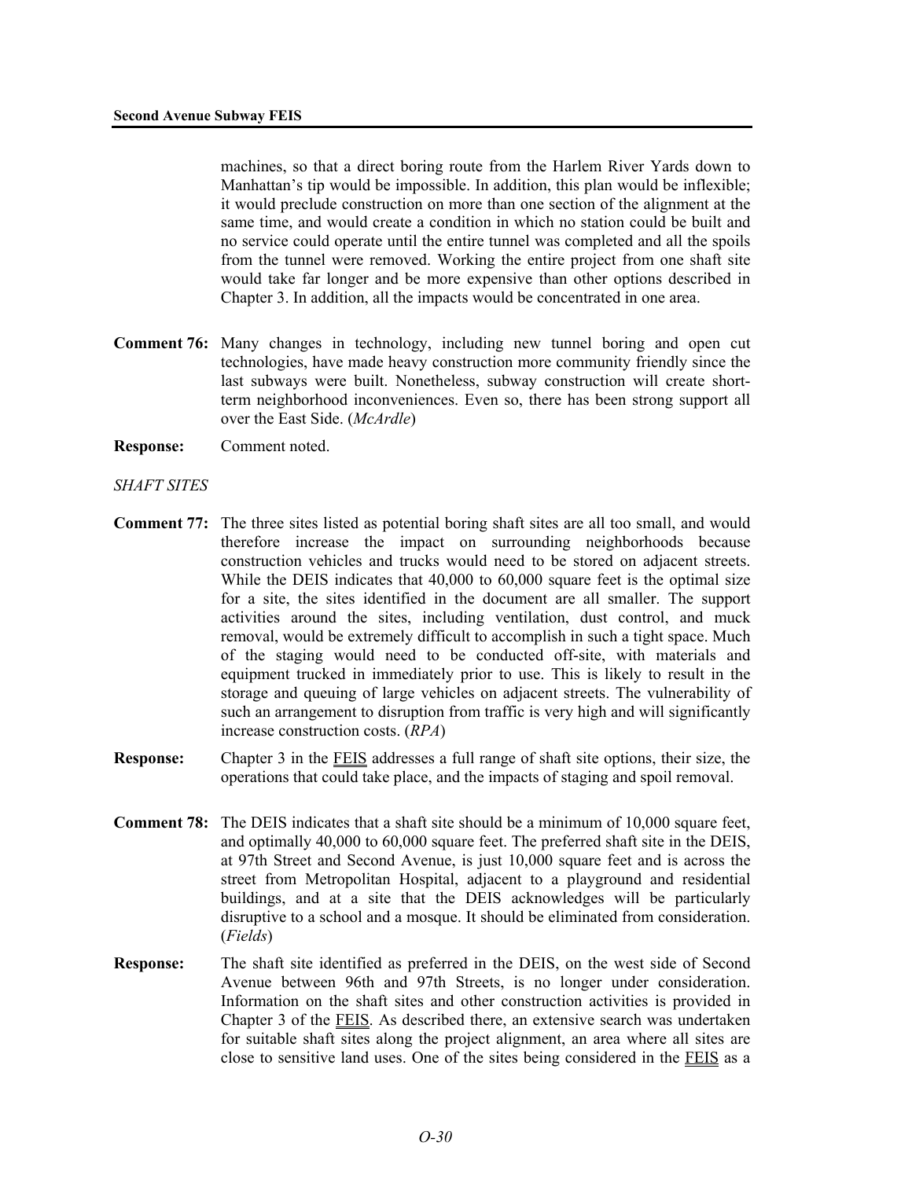machines, so that a direct boring route from the Harlem River Yards down to Manhattan's tip would be impossible. In addition, this plan would be inflexible; it would preclude construction on more than one section of the alignment at the same time, and would create a condition in which no station could be built and no service could operate until the entire tunnel was completed and all the spoils from the tunnel were removed. Working the entire project from one shaft site would take far longer and be more expensive than other options described in Chapter 3. In addition, all the impacts would be concentrated in one area.

**Comment 76:** Many changes in technology, including new tunnel boring and open cut technologies, have made heavy construction more community friendly since the last subways were built. Nonetheless, subway construction will create short-term neighborhood inconveniences. Even so, there has been strong support all over the East Side. (*McArdle*)

**Response:** Comment noted.

*SHAFT SITES*

**Comment 77:** The three sites listed as potential boring shaft sites are all too small, and would therefore increase the impact on surrounding neighborhoods because construction vehicles and trucks would need to be stored on adjacent streets. While the DEIS indicates that 40,000 to 60,000 square feet is the optimal size for a site, the sites identified in the document are all smaller. The support activities around the sites, including ventilation, dust control, and muck removal, would be extremely difficult to accomplish in such a tight space. Much of the staging would need to be conducted off-site, with materials and equipment trucked in immediately prior to use. This is likely to result in the storage and queuing of large vehicles on adjacent streets. The vulnerability of such an arrangement to disruption from traffic is very high and will significantly increase construction costs. (*RPA*)

**Response:** Chapter 3 in the FEIS addresses a full range of shaft site options, their size, the operations that could take place, and the impacts of staging and spoil removal.

**Comment 78:** The DEIS indicates that a shaft site should be a minimum of 10,000 square feet, and optimally 40,000 to 60,000 square feet. The preferred shaft site in the DEIS, at 97th Street and Second Avenue, is just 10,000 square feet and is across the street from Metropolitan Hospital, adjacent to a playground and residential buildings, and at a site that the DEIS acknowledges will be particularly disruptive to a school and a mosque. It should be eliminated from consideration. (*Fields*)

**Response:** The shaft site identified as preferred in the DEIS, on the west side of Second Avenue between 96th and 97th Streets, is no longer under consideration. Information on the shaft sites and other construction activities is provided in Chapter 3 of the FEIS. As described there, an extensive search was undertaken for suitable shaft sites along the project alignment, an area where all sites are close to sensitive land uses. One of the sites being considered in the FEIS as a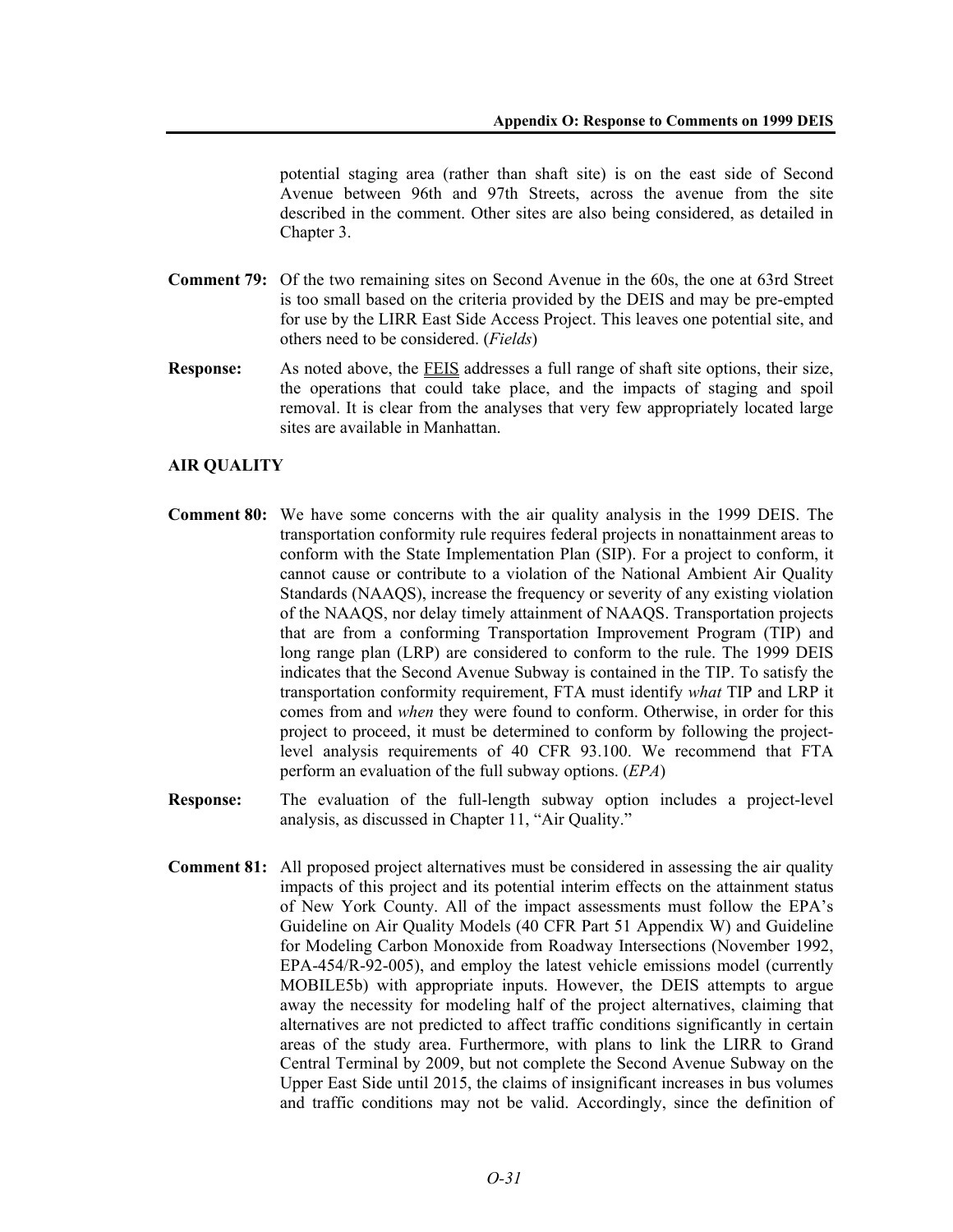potential staging area (rather than shaft site) is on the east side of Second Avenue between 96th and 97th Streets, across the avenue from the site described in the comment. Other sites are also being considered, as detailed in Chapter 3.

**Comment 79:** Of the two remaining sites on Second Avenue in the 60s, the one at 63rd Street is too small based on the criteria provided by the DEIS and may be pre-empted for use by the LIRR East Side Access Project. This leaves one potential site, and others need to be considered. (*Fields*)

**Response:** As noted above, the FEIS addresses a full range of shaft site options, their size, the operations that could take place, and the impacts of staging and spoil removal. It is clear from the analyses that very few appropriately located large sites are available in Manhattan.

**AIR QUALITY**

**Comment 80:** We have some concerns with the air quality analysis in the 1999 DEIS. The transportation conformity rule requires federal projects in nonattainment areas to conform with the State Implementation Plan (SIP). For a project to conform, it cannot cause or contribute to a violation of the National Ambient Air Quality Standards (NAAQS), increase the frequency or severity of any existing violation of the NAAQS, nor delay timely attainment of NAAQS. Transportation projects that are from a conforming Transportation Improvement Program (TIP) and long range plan (LRP) are considered to conform to the rule. The 1999 DEIS indicates that the Second Avenue Subway is contained in the TIP. To satisfy the transportation conformity requirement, FTA must identify *what* TIP and LRP it comes from and *when* they were found to conform. Otherwise, in order for this project to proceed, it must be determined to conform by following the project-level analysis requirements of 40 CFR 93.100. We recommend that FTA perform an evaluation of the full subway options. (*EPA*)

**Response:** The evaluation of the full-length subway option includes a project-level analysis, as discussed in Chapter 11, "Air Quality."

**Comment 81:** All proposed project alternatives must be considered in assessing the air quality impacts of this project and its potential interim effects on the attainment status of New York County. All of the impact assessments must follow the EPA's Guideline on Air Quality Models (40 CFR Part 51 Appendix W) and Guideline for Modeling Carbon Monoxide from Roadway Intersections (November 1992, EPA-454/R-92-005), and employ the latest vehicle emissions model (currently MOBILE5b) with appropriate inputs. However, the DEIS attempts to argue away the necessity for modeling half of the project alternatives, claiming that alternatives are not predicted to affect traffic conditions significantly in certain areas of the study area. Furthermore, with plans to link the LIRR to Grand Central Terminal by 2009, but not complete the Second Avenue Subway on the Upper East Side until 2015, the claims of insignificant increases in bus volumes and traffic conditions may not be valid. Accordingly, since the definition of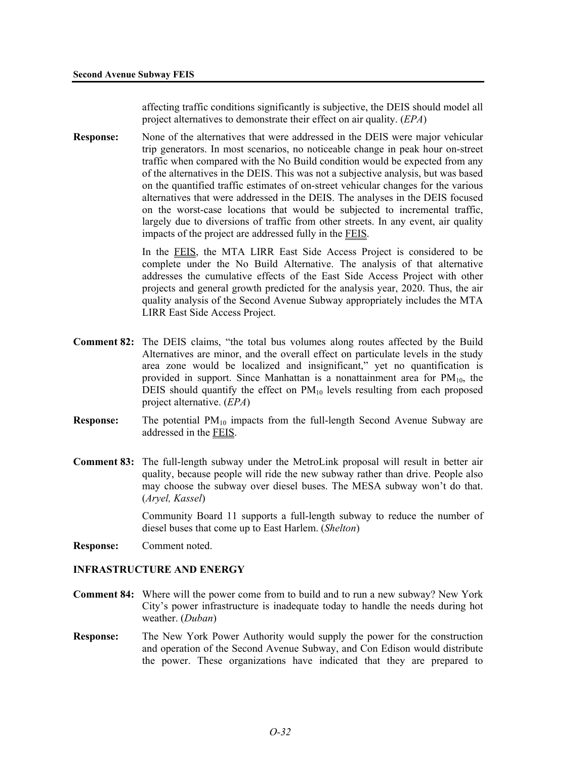affecting traffic conditions significantly is subjective, the DEIS should model all project alternatives to demonstrate their effect on air quality. (*EPA*)

**Response:** None of the alternatives that were addressed in the DEIS were major vehicular trip generators. In most scenarios, no noticeable change in peak hour on-street traffic when compared with the No Build condition would be expected from any of the alternatives in the DEIS. This was not a subjective analysis, but was based on the quantified traffic estimates of on-street vehicular changes for the various alternatives that were addressed in the DEIS. The analyses in the DEIS focused on the worst-case locations that would be subjected to incremental traffic, largely due to diversions of traffic from other streets. In any event, air quality impacts of the project are addressed fully in the FEIS.

In the FEIS, the MTA LIRR East Side Access Project is considered to be complete under the No Build Alternative. The analysis of that alternative addresses the cumulative effects of the East Side Access Project with other projects and general growth predicted for the analysis year, 2020. Thus, the air quality analysis of the Second Avenue Subway appropriately includes the MTA LIRR East Side Access Project.

**Comment 82:** The DEIS claims, "the total bus volumes along routes affected by the Build Alternatives are minor, and the overall effect on particulate levels in the study area zone would be localized and insignificant," yet no quantification is provided in support. Since Manhattan is a nonattainment area for $PM_{10}$, the DEIS should quantify the effect on $PM_{10}$ levels resulting from each proposed project alternative. (*EPA*)

**Response:** The potential $PM_{10}$ impacts from the full-length Second Avenue Subway are addressed in the FEIS.

**Comment 83:** The full-length subway under the MetroLink proposal will result in better air quality, because people will ride the new subway rather than drive. People also may choose the subway over diesel buses. The MESA subway won't do that. (*Aryel, Kassel*)

Community Board 11 supports a full-length subway to reduce the number of diesel buses that come up to East Harlem. (*Shelton*)

**Response:** Comment noted.

## INFRASTRUCTURE AND ENERGY

**Comment 84:** Where will the power come from to build and to run a new subway? New York City's power infrastructure is inadequate today to handle the needs during hot weather. (*Duban*)

**Response:** The New York Power Authority would supply the power for the construction and operation of the Second Avenue Subway, and Con Edison would distribute the power. These organizations have indicated that they are prepared to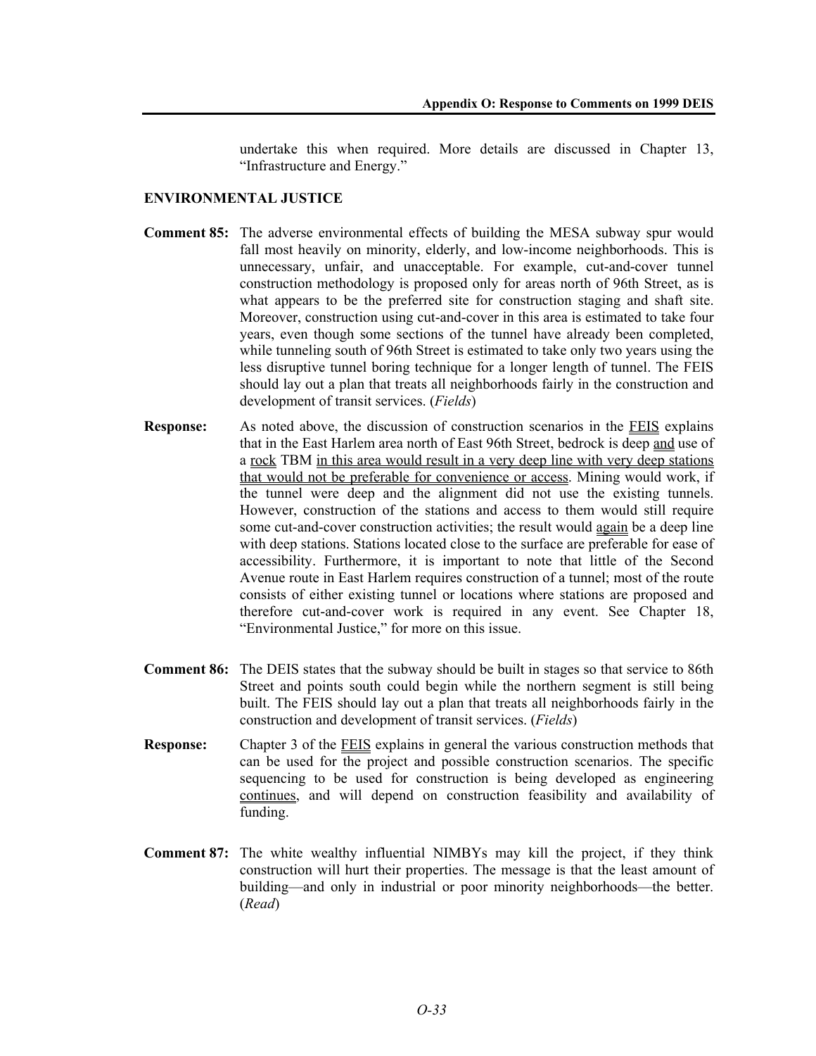undertake this when required. More details are discussed in Chapter 13, "Infrastructure and Energy."

## ENVIRONMENTAL JUSTICE

**Comment 85:** The adverse environmental effects of building the MESA subway spur would fall most heavily on minority, elderly, and low-income neighborhoods. This is unnecessary, unfair, and unacceptable. For example, cut-and-cover tunnel construction methodology is proposed only for areas north of 96th Street, as is what appears to be the preferred site for construction staging and shaft site. Moreover, construction using cut-and-cover in this area is estimated to take four years, even though some sections of the tunnel have already been completed, while tunneling south of 96th Street is estimated to take only two years using the less disruptive tunnel boring technique for a longer length of tunnel. The FEIS should lay out a plan that treats all neighborhoods fairly in the construction and development of transit services. (*Fields*)

**Response:** As noted above, the discussion of construction scenarios in the FEIS explains that in the East Harlem area north of East 96th Street, bedrock is deep and use of a rock TBM in this area would result in a very deep line with very deep stations that would not be preferable for convenience or access. Mining would work, if the tunnel were deep and the alignment did not use the existing tunnels. However, construction of the stations and access to them would still require some cut-and-cover construction activities; the result would again be a deep line with deep stations. Stations located close to the surface are preferable for ease of accessibility. Furthermore, it is important to note that little of the Second Avenue route in East Harlem requires construction of a tunnel; most of the route consists of either existing tunnel or locations where stations are proposed and therefore cut-and-cover work is required in any event. See Chapter 18, "Environmental Justice," for more on this issue.

**Comment 86:** The DEIS states that the subway should be built in stages so that service to 86th Street and points south could begin while the northern segment is still being built. The FEIS should lay out a plan that treats all neighborhoods fairly in the construction and development of transit services. (*Fields*)

**Response:** Chapter 3 of the FEIS explains in general the various construction methods that can be used for the project and possible construction scenarios. The specific sequencing to be used for construction is being developed as engineering continues, and will depend on construction feasibility and availability of funding.

**Comment 87:** The white wealthy influential NIMBYs may kill the project, if they think construction will hurt their properties. The message is that the least amount of building—and only in industrial or poor minority neighborhoods—the better. (*Read*)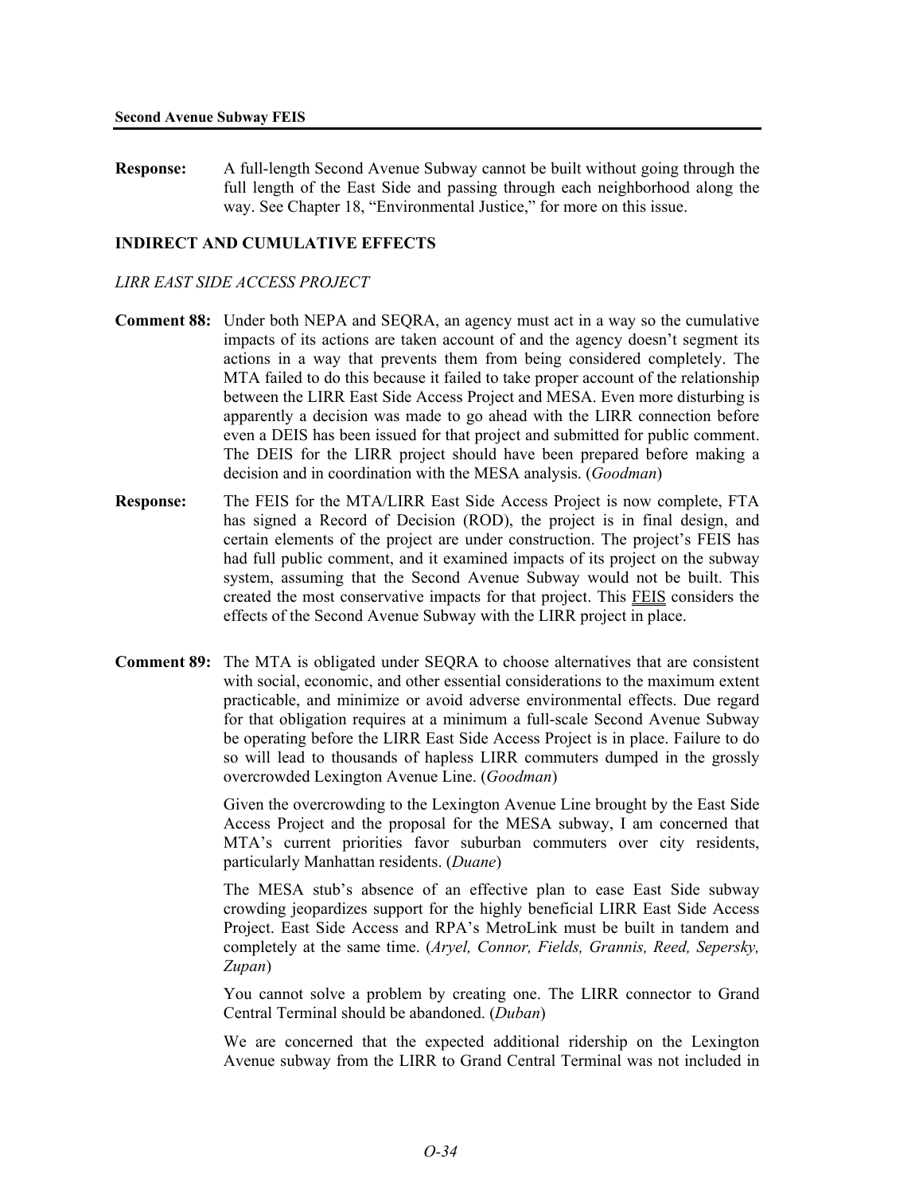**Response:** A full-length Second Avenue Subway cannot be built without going through the full length of the East Side and passing through each neighborhood along the way. See Chapter 18, "Environmental Justice," for more on this issue.

## INDIRECT AND CUMULATIVE EFFECTS

### *LIRR EAST SIDE ACCESS PROJECT*

**Comment 88:** Under both NEPA and SEQRA, an agency must act in a way so the cumulative impacts of its actions are taken account of and the agency doesn't segment its actions in a way that prevents them from being considered completely. The MTA failed to do this because it failed to take proper account of the relationship between the LIRR East Side Access Project and MESA. Even more disturbing is apparently a decision was made to go ahead with the LIRR connection before even a DEIS has been issued for that project and submitted for public comment. The DEIS for the LIRR project should have been prepared before making a decision and in coordination with the MESA analysis. (*Goodman*)

**Response:** The FEIS for the MTA/LIRR East Side Access Project is now complete, FTA has signed a Record of Decision (ROD), the project is in final design, and certain elements of the project are under construction. The project's FEIS has had full public comment, and it examined impacts of its project on the subway system, assuming that the Second Avenue Subway would not be built. This created the most conservative impacts for that project. This FEIS considers the effects of the Second Avenue Subway with the LIRR project in place.

**Comment 89:** The MTA is obligated under SEQRA to choose alternatives that are consistent with social, economic, and other essential considerations to the maximum extent practicable, and minimize or avoid adverse environmental effects. Due regard for that obligation requires at a minimum a full-scale Second Avenue Subway be operating before the LIRR East Side Access Project is in place. Failure to do so will lead to thousands of hapless LIRR commuters dumped in the grossly overcrowded Lexington Avenue Line. (*Goodman*)

Given the overcrowding to the Lexington Avenue Line brought by the East Side Access Project and the proposal for the MESA subway, I am concerned that MTA's current priorities favor suburban commuters over city residents, particularly Manhattan residents. (*Duane*)

The MESA stub's absence of an effective plan to ease East Side subway crowding jeopardizes support for the highly beneficial LIRR East Side Access Project. East Side Access and RPA's MetroLink must be built in tandem and completely at the same time. (*Aryel, Connor, Fields, Grannis, Reed, Sepersky, Zupan*)

You cannot solve a problem by creating one. The LIRR connector to Grand Central Terminal should be abandoned. (*Duban*)

We are concerned that the expected additional ridership on the Lexington Avenue subway from the LIRR to Grand Central Terminal was not included in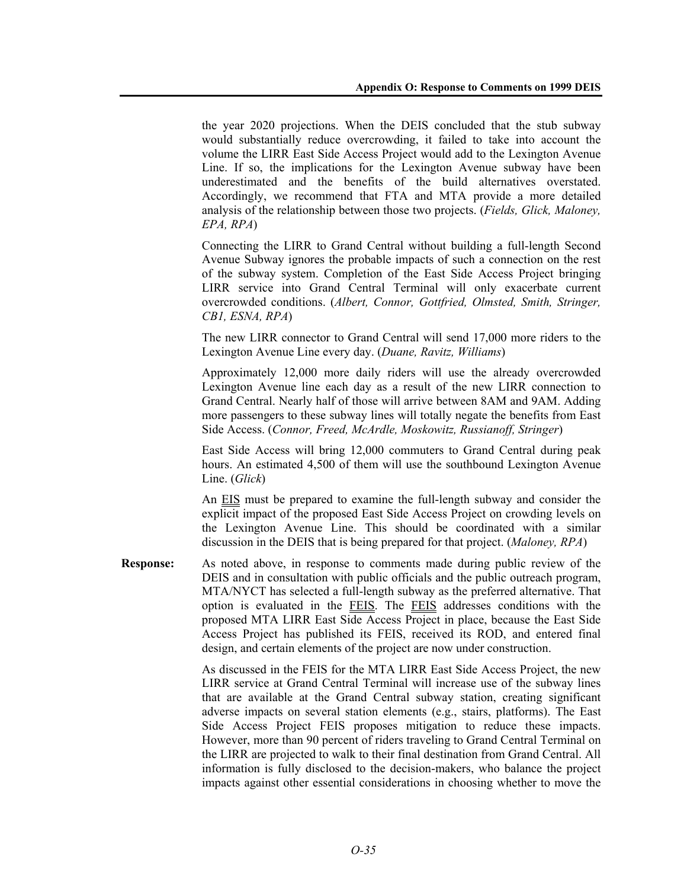the year 2020 projections. When the DEIS concluded that the stub subway would substantially reduce overcrowding, it failed to take into account the volume the LIRR East Side Access Project would add to the Lexington Avenue Line. If so, the implications for the Lexington Avenue subway have been underestimated and the benefits of the build alternatives overstated. Accordingly, we recommend that FTA and MTA provide a more detailed analysis of the relationship between those two projects. (*Fields, Glick, Maloney, EPA, RPA*)

Connecting the LIRR to Grand Central without building a full-length Second Avenue Subway ignores the probable impacts of such a connection on the rest of the subway system. Completion of the East Side Access Project bringing LIRR service into Grand Central Terminal will only exacerbate current overcrowded conditions. (*Albert, Connor, Gottfried, Olmsted, Smith, Stringer, CB1, ESNA, RPA*)

The new LIRR connector to Grand Central will send 17,000 more riders to the Lexington Avenue Line every day. (*Duane, Ravitz, Williams*)

Approximately 12,000 more daily riders will use the already overcrowded Lexington Avenue line each day as a result of the new LIRR connection to Grand Central. Nearly half of those will arrive between 8AM and 9AM. Adding more passengers to these subway lines will totally negate the benefits from East Side Access. (*Connor, Freed, McArdle, Moskowitz, Russianoff, Stringer*)

East Side Access will bring 12,000 commuters to Grand Central during peak hours. An estimated 4,500 of them will use the southbound Lexington Avenue Line. (*Glick*)

An EIS must be prepared to examine the full-length subway and consider the explicit impact of the proposed East Side Access Project on crowding levels on the Lexington Avenue Line. This should be coordinated with a similar discussion in the DEIS that is being prepared for that project. (*Maloney, RPA*)

**Response:** As noted above, in response to comments made during public review of the DEIS and in consultation with public officials and the public outreach program, MTA/NYCT has selected a full-length subway as the preferred alternative. That option is evaluated in the FEIS. The FEIS addresses conditions with the proposed MTA LIRR East Side Access Project in place, because the East Side Access Project has published its FEIS, received its ROD, and entered final design, and certain elements of the project are now under construction.

As discussed in the FEIS for the MTA LIRR East Side Access Project, the new LIRR service at Grand Central Terminal will increase use of the subway lines that are available at the Grand Central subway station, creating significant adverse impacts on several station elements (e.g., stairs, platforms). The East Side Access Project FEIS proposes mitigation to reduce these impacts. However, more than 90 percent of riders traveling to Grand Central Terminal on the LIRR are projected to walk to their final destination from Grand Central. All information is fully disclosed to the decision-makers, who balance the project impacts against other essential considerations in choosing whether to move the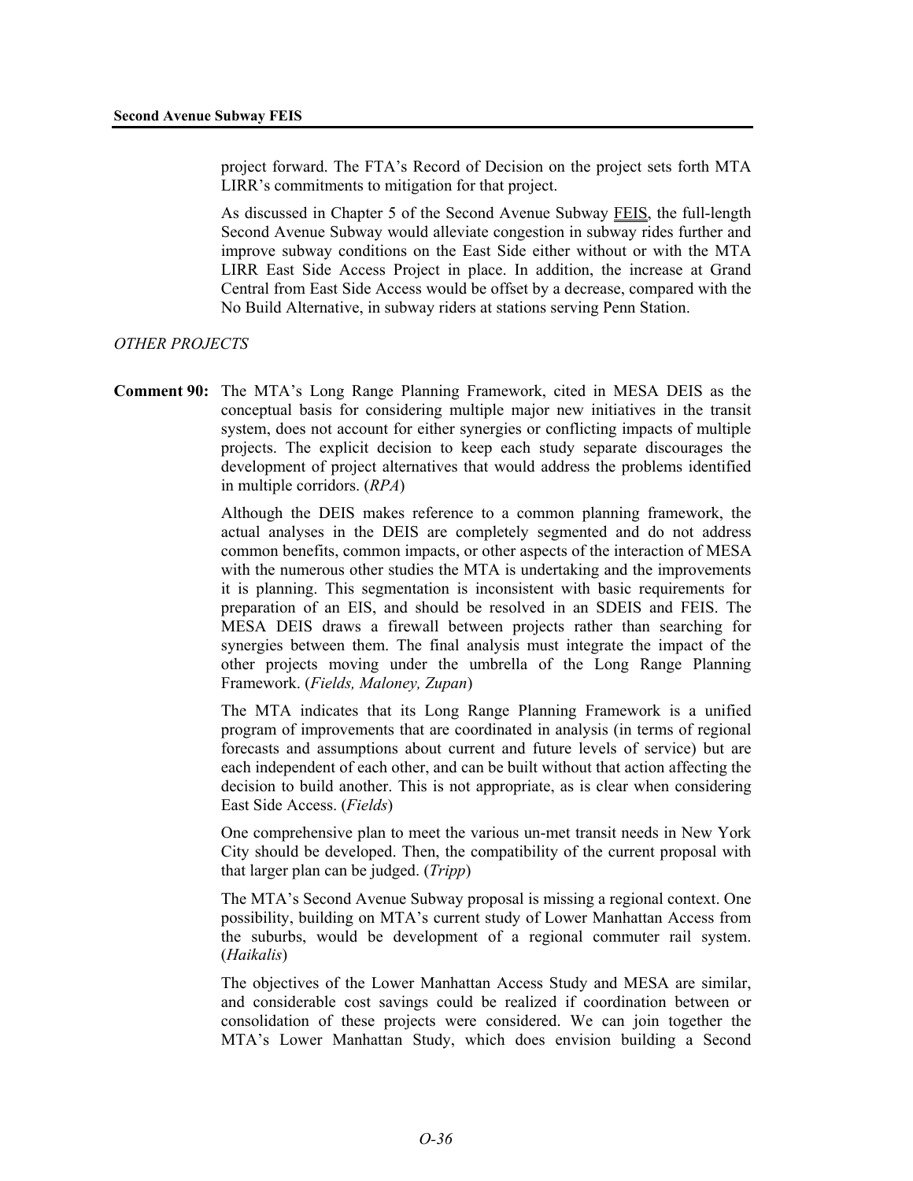project forward. The FTA's Record of Decision on the project sets forth MTA LIRR's commitments to mitigation for that project.

As discussed in Chapter 5 of the Second Avenue Subway FEIS, the full-length Second Avenue Subway would alleviate congestion in subway rides further and improve subway conditions on the East Side either without or with the MTA LIRR East Side Access Project in place. In addition, the increase at Grand Central from East Side Access would be offset by a decrease, compared with the No Build Alternative, in subway riders at stations serving Penn Station.

*OTHER PROJECTS*

**Comment 90:** The MTA's Long Range Planning Framework, cited in MESA DEIS as the conceptual basis for considering multiple major new initiatives in the transit system, does not account for either synergies or conflicting impacts of multiple projects. The explicit decision to keep each study separate discourages the development of project alternatives that would address the problems identified in multiple corridors. (*RPA*)

Although the DEIS makes reference to a common planning framework, the actual analyses in the DEIS are completely segmented and do not address common benefits, common impacts, or other aspects of the interaction of MESA with the numerous other studies the MTA is undertaking and the improvements it is planning. This segmentation is inconsistent with basic requirements for preparation of an EIS, and should be resolved in an SDEIS and FEIS. The MESA DEIS draws a firewall between projects rather than searching for synergies between them. The final analysis must integrate the impact of the other projects moving under the umbrella of the Long Range Planning Framework. (*Fields, Maloney, Zupan*)

The MTA indicates that its Long Range Planning Framework is a unified program of improvements that are coordinated in analysis (in terms of regional forecasts and assumptions about current and future levels of service) but are each independent of each other, and can be built without that action affecting the decision to build another. This is not appropriate, as is clear when considering East Side Access. (*Fields*)

One comprehensive plan to meet the various un-met transit needs in New York City should be developed. Then, the compatibility of the current proposal with that larger plan can be judged. (*Tripp*)

The MTA's Second Avenue Subway proposal is missing a regional context. One possibility, building on MTA's current study of Lower Manhattan Access from the suburbs, would be development of a regional commuter rail system. (*Haikalis*)

The objectives of the Lower Manhattan Access Study and MESA are similar, and considerable cost savings could be realized if coordination between or consolidation of these projects were considered. We can join together the MTA's Lower Manhattan Study, which does envision building a Second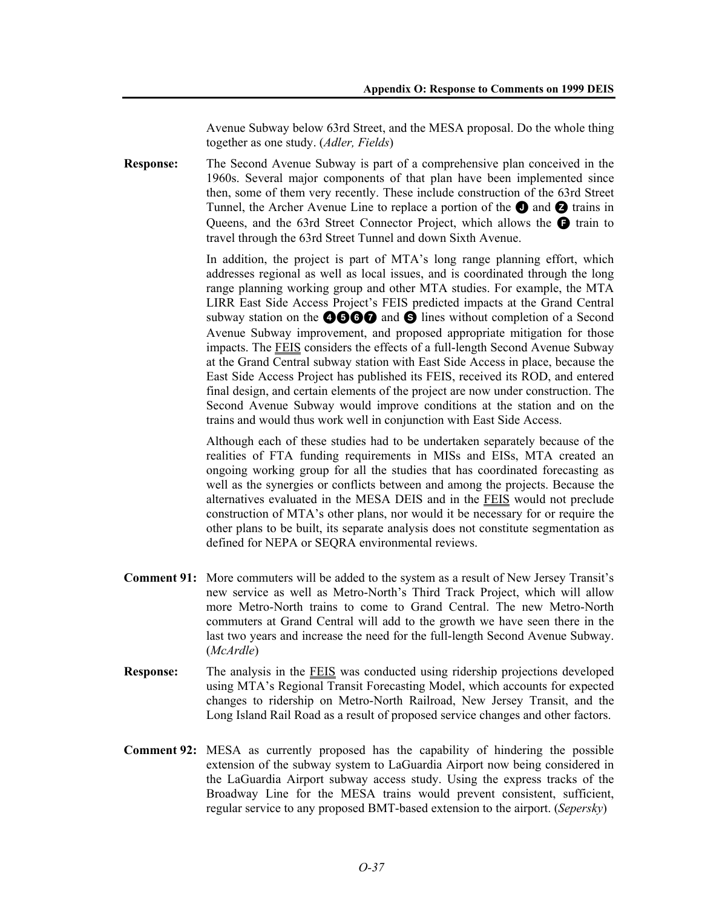Avenue Subway below 63rd Street, and the MESA proposal. Do the whole thing together as one study. (*Adler, Fields*)

**Response:** The Second Avenue Subway is part of a comprehensive plan conceived in the 1960s. Several major components of that plan have been implemented since then, some of them very recently. These include construction of the 63rd Street Tunnel, the Archer Avenue Line to replace a portion of the J and Z trains in Queens, and the 63rd Street Connector Project, which allows the F train to travel through the 63rd Street Tunnel and down Sixth Avenue.

In addition, the project is part of MTA's long range planning effort, which addresses regional as well as local issues, and is coordinated through the long range planning working group and other MTA studies. For example, the MTA LIRR East Side Access Project's FEIS predicted impacts at the Grand Central subway station on the 4567 and S lines without completion of a Second Avenue Subway improvement, and proposed appropriate mitigation for those impacts. The FEIS considers the effects of a full-length Second Avenue Subway at the Grand Central subway station with East Side Access in place, because the East Side Access Project has published its FEIS, received its ROD, and entered final design, and certain elements of the project are now under construction. The Second Avenue Subway would improve conditions at the station and on the trains and would thus work well in conjunction with East Side Access.

Although each of these studies had to be undertaken separately because of the realities of FTA funding requirements in MISs and EISs, MTA created an ongoing working group for all the studies that has coordinated forecasting as well as the synergies or conflicts between and among the projects. Because the alternatives evaluated in the MESA DEIS and in the FEIS would not preclude construction of MTA's other plans, nor would it be necessary for or require the other plans to be built, its separate analysis does not constitute segmentation as defined for NEPA or SEQRA environmental reviews.

**Comment 91:** More commuters will be added to the system as a result of New Jersey Transit's new service as well as Metro-North's Third Track Project, which will allow more Metro-North trains to come to Grand Central. The new Metro-North commuters at Grand Central will add to the growth we have seen there in the last two years and increase the need for the full-length Second Avenue Subway. (*McArdle*)

**Response:** The analysis in the FEIS was conducted using ridership projections developed using MTA's Regional Transit Forecasting Model, which accounts for expected changes to ridership on Metro-North Railroad, New Jersey Transit, and the Long Island Rail Road as a result of proposed service changes and other factors.

**Comment 92:** MESA as currently proposed has the capability of hindering the possible extension of the subway system to LaGuardia Airport now being considered in the LaGuardia Airport subway access study. Using the express tracks of the Broadway Line for the MESA trains would prevent consistent, sufficient, regular service to any proposed BMT-based extension to the airport. (*Sepersky*)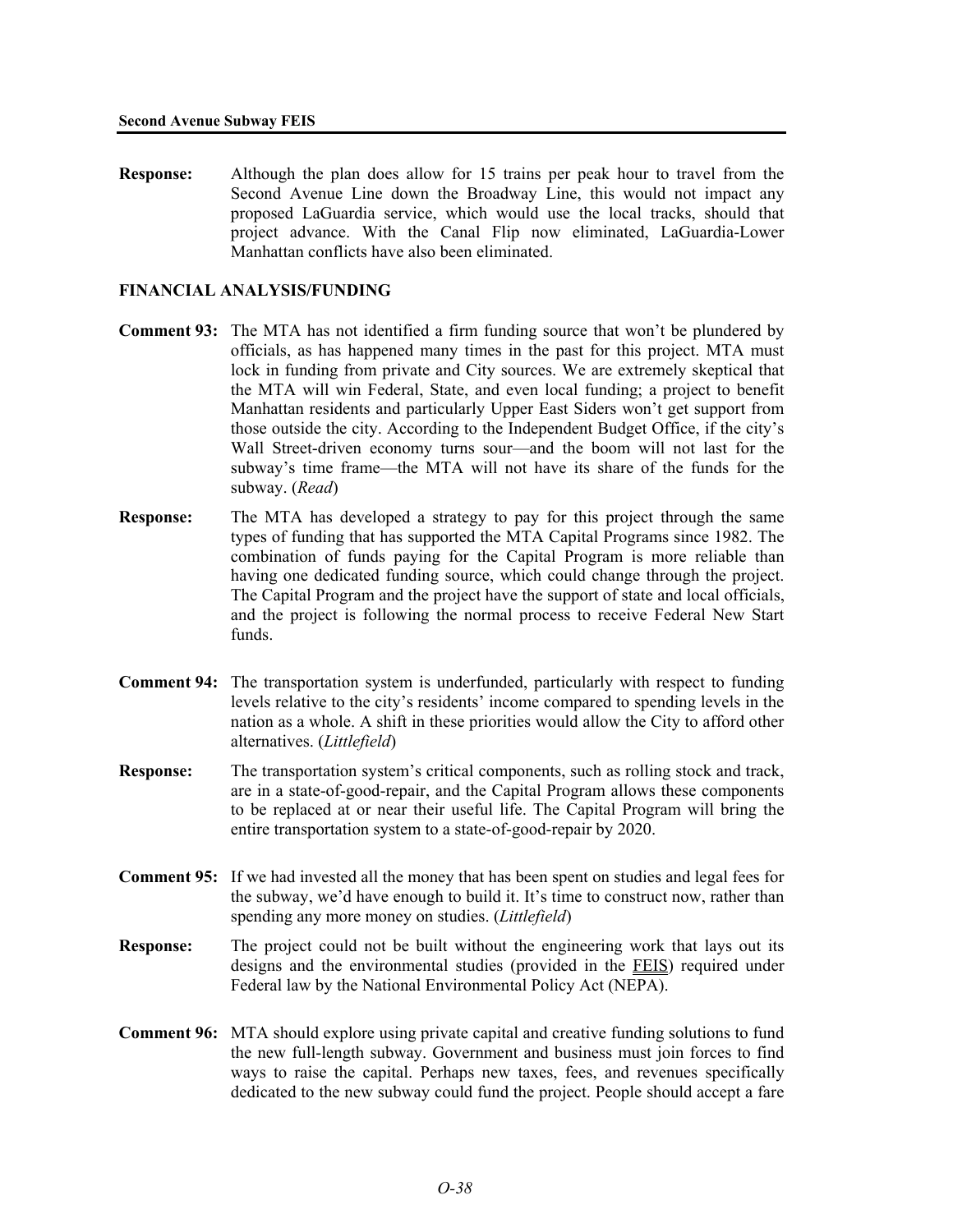**Response:** Although the plan does allow for 15 trains per peak hour to travel from the Second Avenue Line down the Broadway Line, this would not impact any proposed LaGuardia service, which would use the local tracks, should that project advance. With the Canal Flip now eliminated, LaGuardia-Lower Manhattan conflicts have also been eliminated.

## FINANCIAL ANALYSIS/FUNDING

**Comment 93:** The MTA has not identified a firm funding source that won't be plundered by officials, as has happened many times in the past for this project. MTA must lock in funding from private and City sources. We are extremely skeptical that the MTA will win Federal, State, and even local funding; a project to benefit Manhattan residents and particularly Upper East Siders won't get support from those outside the city. According to the Independent Budget Office, if the city's Wall Street-driven economy turns sour—and the boom will not last for the subway's time frame—the MTA will not have its share of the funds for the subway. (*Read*)

**Response:** The MTA has developed a strategy to pay for this project through the same types of funding that has supported the MTA Capital Programs since 1982. The combination of funds paying for the Capital Program is more reliable than having one dedicated funding source, which could change through the project. The Capital Program and the project have the support of state and local officials, and the project is following the normal process to receive Federal New Start funds.

**Comment 94:** The transportation system is underfunded, particularly with respect to funding levels relative to the city's residents' income compared to spending levels in the nation as a whole. A shift in these priorities would allow the City to afford other alternatives. (*Littlefield*)

**Response:** The transportation system's critical components, such as rolling stock and track, are in a state-of-good-repair, and the Capital Program allows these components to be replaced at or near their useful life. The Capital Program will bring the entire transportation system to a state-of-good-repair by 2020.

**Comment 95:** If we had invested all the money that has been spent on studies and legal fees for the subway, we'd have enough to build it. It's time to construct now, rather than spending any more money on studies. (*Littlefield*)

**Response:** The project could not be built without the engineering work that lays out its designs and the environmental studies (provided in the FEIS) required under Federal law by the National Environmental Policy Act (NEPA).

**Comment 96:** MTA should explore using private capital and creative funding solutions to fund the new full-length subway. Government and business must join forces to find ways to raise the capital. Perhaps new taxes, fees, and revenues specifically dedicated to the new subway could fund the project. People should accept a fare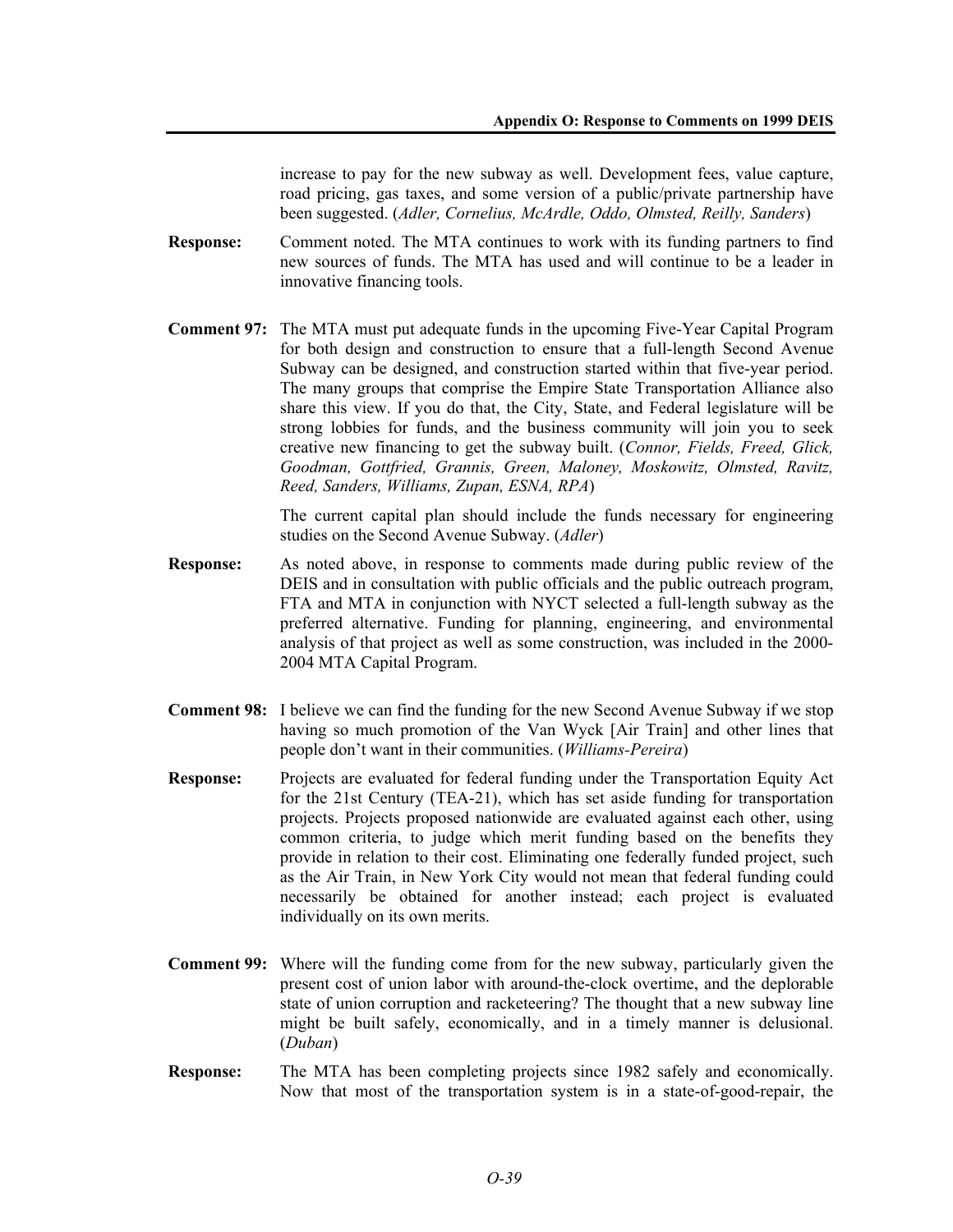increase to pay for the new subway as well. Development fees, value capture, road pricing, gas taxes, and some version of a public/private partnership have been suggested. (*Adler, Cornelius, McArdle, Oddo, Olmsted, Reilly, Sanders*)

**Response:** Comment noted. The MTA continues to work with its funding partners to find new sources of funds. The MTA has used and will continue to be a leader in innovative financing tools.

**Comment 97:** The MTA must put adequate funds in the upcoming Five-Year Capital Program for both design and construction to ensure that a full-length Second Avenue Subway can be designed, and construction started within that five-year period. The many groups that comprise the Empire State Transportation Alliance also share this view. If you do that, the City, State, and Federal legislature will be strong lobbies for funds, and the business community will join you to seek creative new financing to get the subway built. (*Connor, Fields, Freed, Glick, Goodman, Gottfried, Grannis, Green, Maloney, Moskowitz, Olmsted, Ravitz, Reed, Sanders, Williams, Zupan, ESNA, RPA*)

The current capital plan should include the funds necessary for engineering studies on the Second Avenue Subway. (*Adler*)

**Response:** As noted above, in response to comments made during public review of the DEIS and in consultation with public officials and the public outreach program, FTA and MTA in conjunction with NYCT selected a full-length subway as the preferred alternative. Funding for planning, engineering, and environmental analysis of that project as well as some construction, was included in the 2000-2004 MTA Capital Program.

**Comment 98:** I believe we can find the funding for the new Second Avenue Subway if we stop having so much promotion of the Van Wyck [Air Train] and other lines that people don't want in their communities. (*Williams-Pereira*)

**Response:** Projects are evaluated for federal funding under the Transportation Equity Act for the 21st Century (TEA-21), which has set aside funding for transportation projects. Projects proposed nationwide are evaluated against each other, using common criteria, to judge which merit funding based on the benefits they provide in relation to their cost. Eliminating one federally funded project, such as the Air Train, in New York City would not mean that federal funding could necessarily be obtained for another instead; each project is evaluated individually on its own merits.

**Comment 99:** Where will the funding come from for the new subway, particularly given the present cost of union labor with around-the-clock overtime, and the deplorable state of union corruption and racketeering? The thought that a new subway line might be built safely, economically, and in a timely manner is delusional. (*Duban*)

**Response:** The MTA has been completing projects since 1982 safely and economically. Now that most of the transportation system is in a state-of-good-repair, the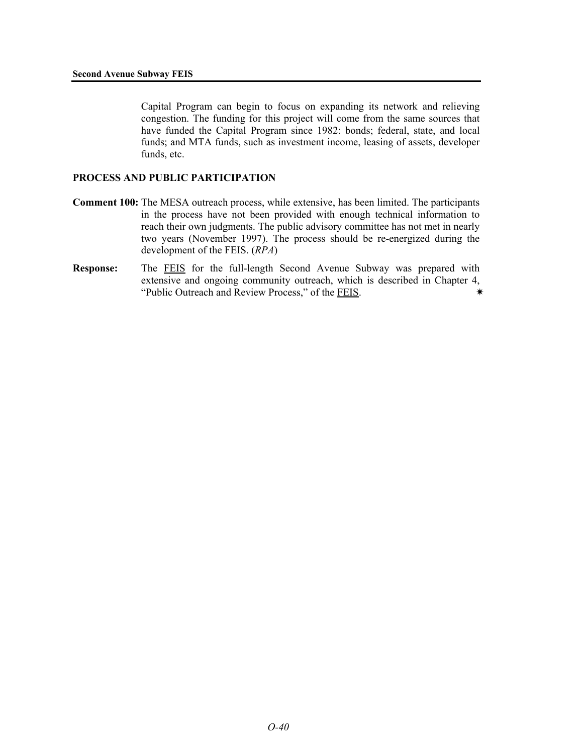Capital Program can begin to focus on expanding its network and relieving congestion. The funding for this project will come from the same sources that have funded the Capital Program since 1982: bonds; federal, state, and local funds; and MTA funds, such as investment income, leasing of assets, developer funds, etc.

## PROCESS AND PUBLIC PARTICIPATION

**Comment 100:** The MESA outreach process, while extensive, has been limited. The participants in the process have not been provided with enough technical information to reach their own judgments. The public advisory committee has not met in nearly two years (November 1997). The process should be re-energized during the development of the FEIS. (*RPA*)

**Response:** The FEIS for the full-length Second Avenue Subway was prepared with extensive and ongoing community outreach, which is described in Chapter 4, "Public Outreach and Review Process," of the FEIS. *